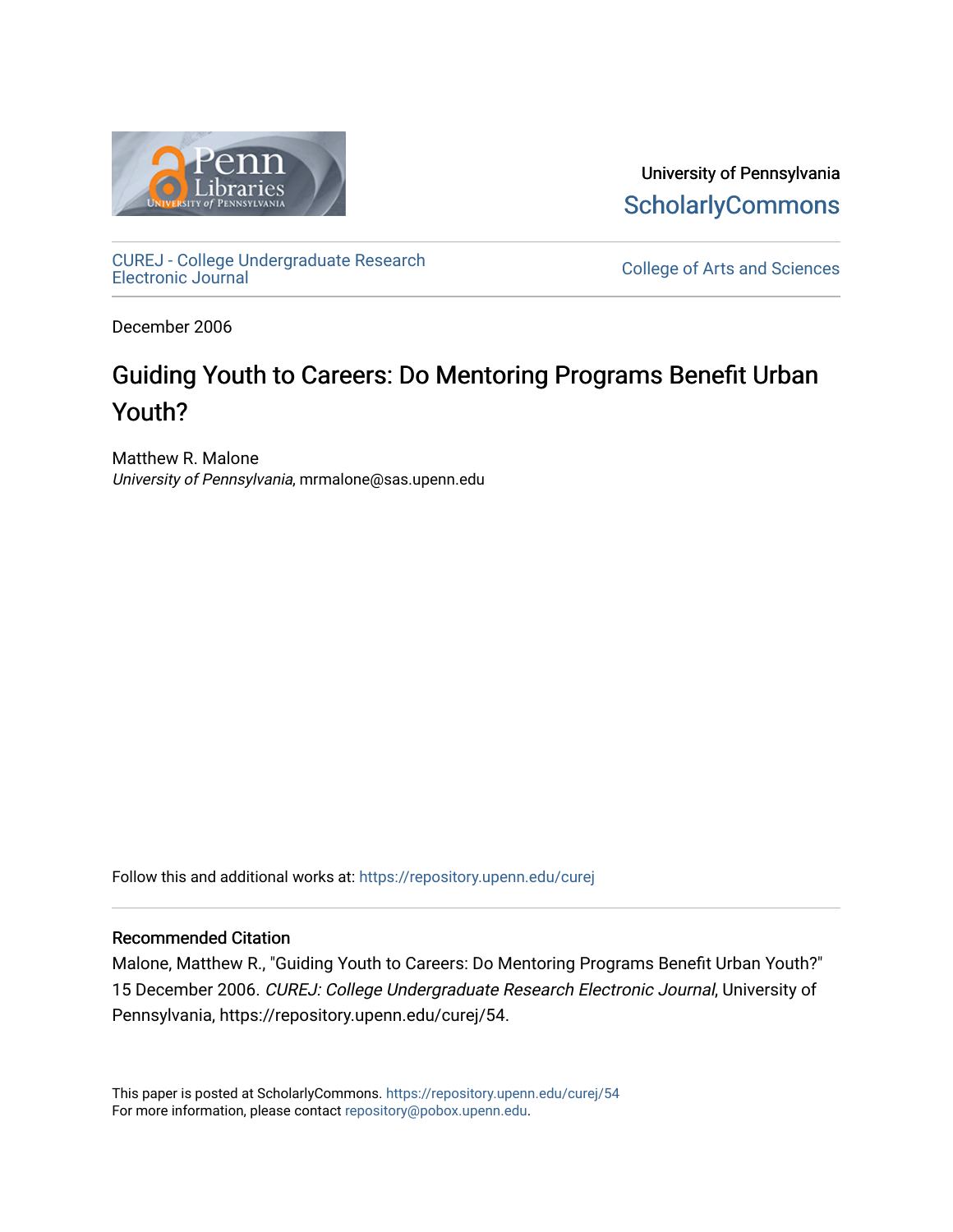University of Pennsylvania
ScholarlyCommons

CUREJ - College Undergraduate Research Electronic Journal

College of Arts and Sciences

December 2006

# Guiding Youth to Careers: Do Mentoring Programs Benefit Urban Youth?

Matthew R. Malone
*University of Pennsylvania*, mrmalone@sas.upenn.edu

Follow this and additional works at: https://repository.upenn.edu/curej

### Recommended Citation

Malone, Matthew R., "Guiding Youth to Careers: Do Mentoring Programs Benefit Urban Youth?" 15 December 2006. *CUREJ: College Undergraduate Research Electronic Journal*, University of Pennsylvania, https://repository.upenn.edu/curej/54.

This paper is posted at ScholarlyCommons. https://repository.upenn.edu/curej/54
For more information, please contact repository@pobox.upenn.edu.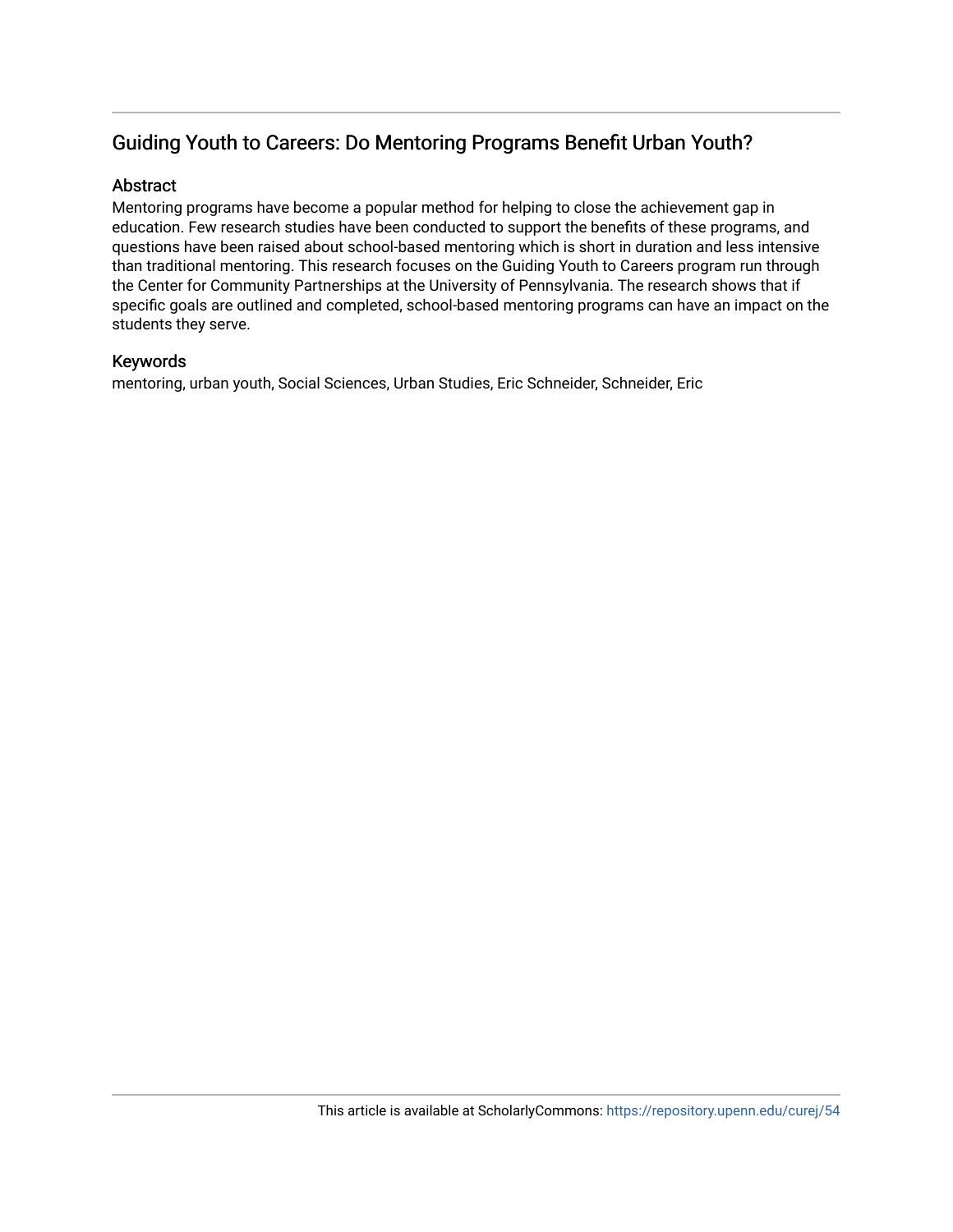## Guiding Youth to Careers: Do Mentoring Programs Benefit Urban Youth?

### Abstract

Mentoring programs have become a popular method for helping to close the achievement gap in education. Few research studies have been conducted to support the benefits of these programs, and questions have been raised about school-based mentoring which is short in duration and less intensive than traditional mentoring. This research focuses on the Guiding Youth to Careers program run through the Center for Community Partnerships at the University of Pennsylvania. The research shows that if specific goals are outlined and completed, school-based mentoring programs can have an impact on the students they serve.

### Keywords

mentoring, urban youth, Social Sciences, Urban Studies, Eric Schneider, Schneider, Eric

This article is available at ScholarlyCommons: https://repository.upenn.edu/curej/54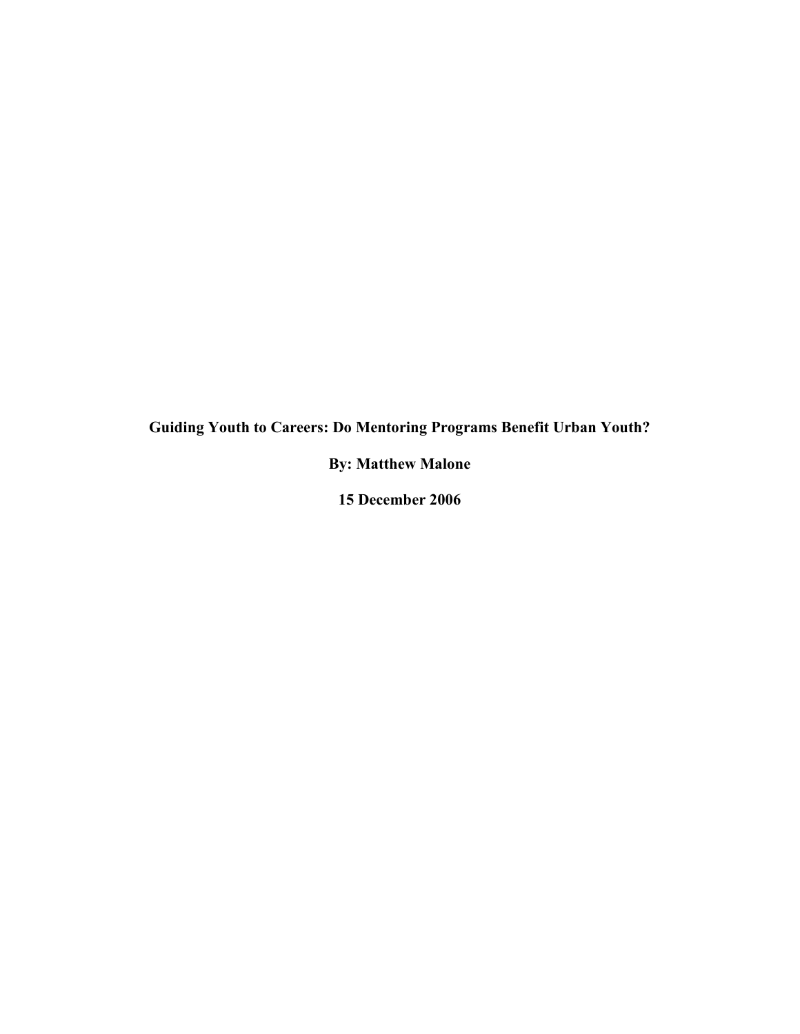**Guiding Youth to Careers: Do Mentoring Programs Benefit Urban Youth?**

**By: Matthew Malone**

**15 December 2006**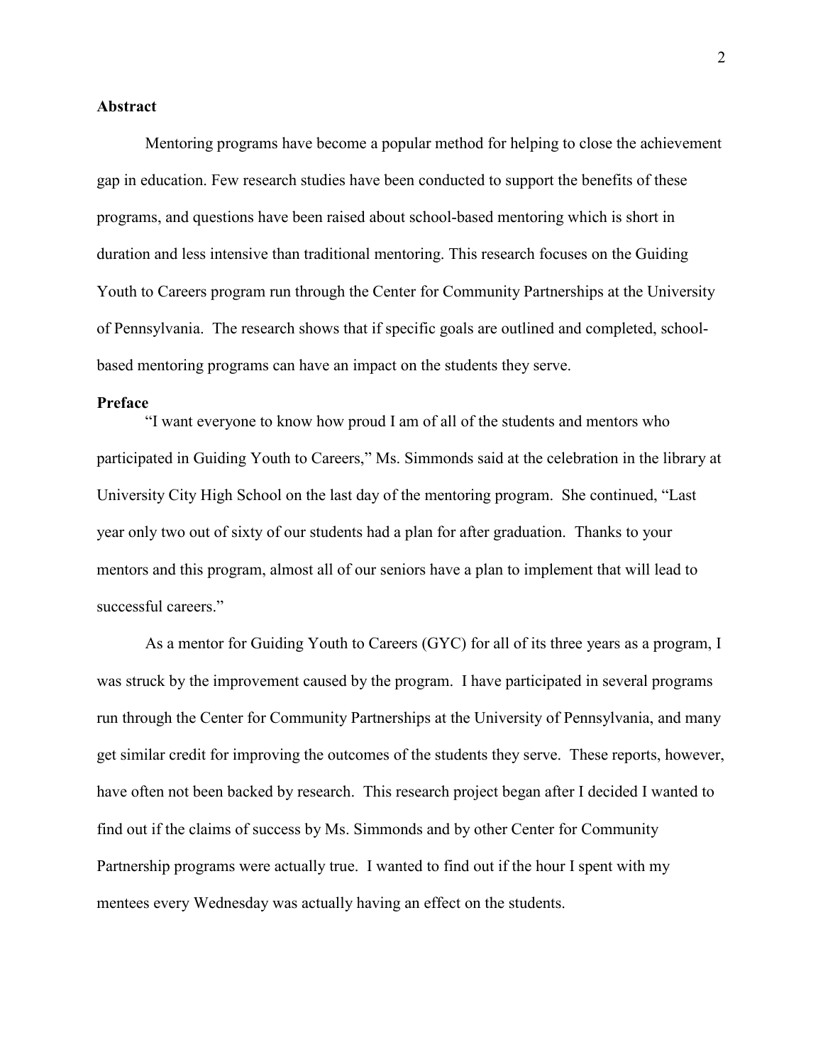## Abstract

Mentoring programs have become a popular method for helping to close the achievement gap in education. Few research studies have been conducted to support the benefits of these programs, and questions have been raised about school-based mentoring which is short in duration and less intensive than traditional mentoring. This research focuses on the Guiding Youth to Careers program run through the Center for Community Partnerships at the University of Pennsylvania. The research shows that if specific goals are outlined and completed, school-based mentoring programs can have an impact on the students they serve.

## Preface

"I want everyone to know how proud I am of all of the students and mentors who participated in Guiding Youth to Careers," Ms. Simmonds said at the celebration in the library at University City High School on the last day of the mentoring program. She continued, "Last year only two out of sixty of our students had a plan for after graduation. Thanks to your mentors and this program, almost all of our seniors have a plan to implement that will lead to successful careers."

As a mentor for Guiding Youth to Careers (GYC) for all of its three years as a program, I was struck by the improvement caused by the program. I have participated in several programs run through the Center for Community Partnerships at the University of Pennsylvania, and many get similar credit for improving the outcomes of the students they serve. These reports, however, have often not been backed by research. This research project began after I decided I wanted to find out if the claims of success by Ms. Simmonds and by other Center for Community Partnership programs were actually true. I wanted to find out if the hour I spent with my mentees every Wednesday was actually having an effect on the students.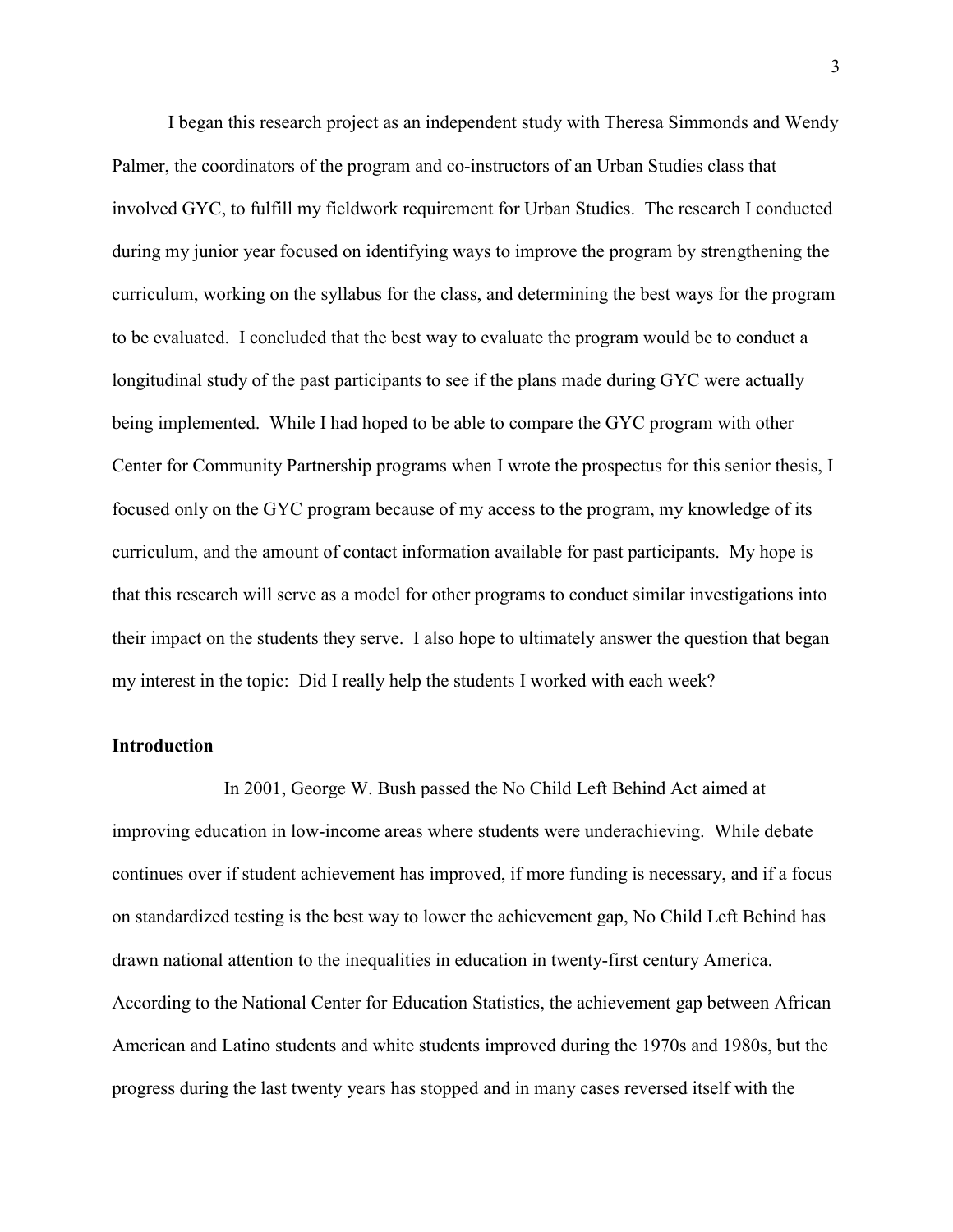I began this research project as an independent study with Theresa Simmonds and Wendy Palmer, the coordinators of the program and co-instructors of an Urban Studies class that involved GYC, to fulfill my fieldwork requirement for Urban Studies. The research I conducted during my junior year focused on identifying ways to improve the program by strengthening the curriculum, working on the syllabus for the class, and determining the best ways for the program to be evaluated. I concluded that the best way to evaluate the program would be to conduct a longitudinal study of the past participants to see if the plans made during GYC were actually being implemented. While I had hoped to be able to compare the GYC program with other Center for Community Partnership programs when I wrote the prospectus for this senior thesis, I focused only on the GYC program because of my access to the program, my knowledge of its curriculum, and the amount of contact information available for past participants. My hope is that this research will serve as a model for other programs to conduct similar investigations into their impact on the students they serve. I also hope to ultimately answer the question that began my interest in the topic: Did I really help the students I worked with each week?

**Introduction**

In 2001, George W. Bush passed the No Child Left Behind Act aimed at improving education in low-income areas where students were underachieving. While debate continues over if student achievement has improved, if more funding is necessary, and if a focus on standardized testing is the best way to lower the achievement gap, No Child Left Behind has drawn national attention to the inequalities in education in twenty-first century America. According to the National Center for Education Statistics, the achievement gap between African American and Latino students and white students improved during the 1970s and 1980s, but the progress during the last twenty years has stopped and in many cases reversed itself with the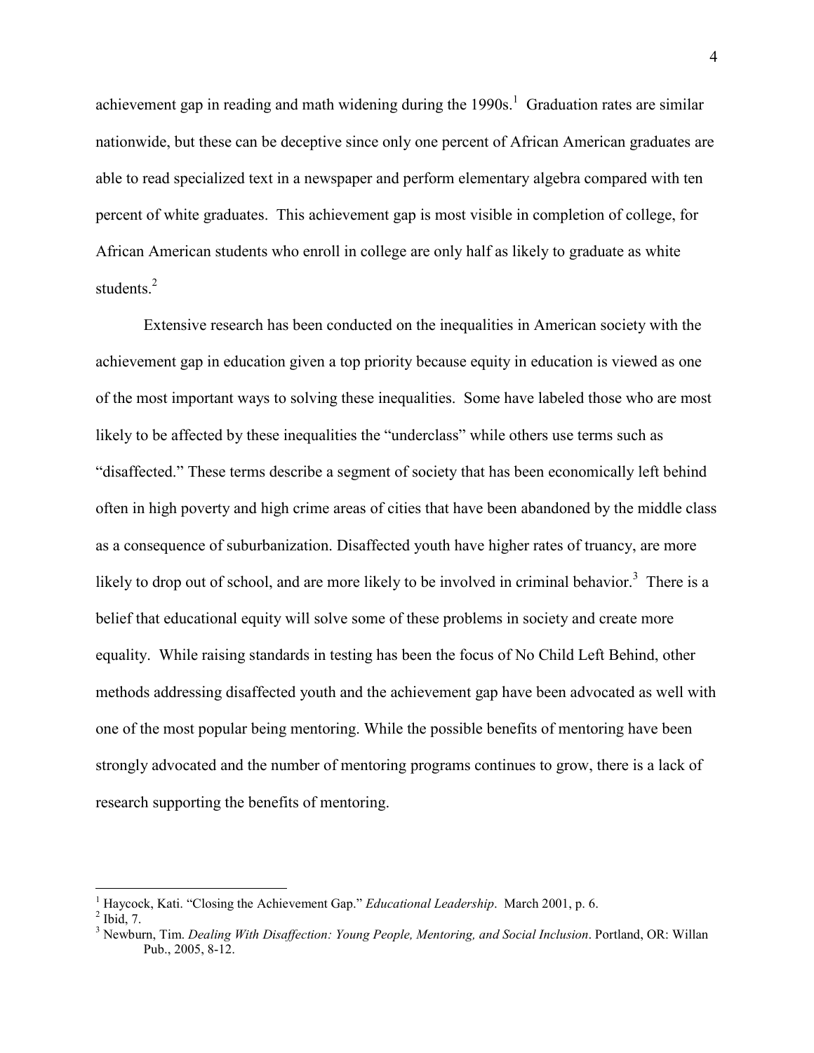achievement gap in reading and math widening during the 1990s.[1] Graduation rates are similar nationwide, but these can be deceptive since only one percent of African American graduates are able to read specialized text in a newspaper and perform elementary algebra compared with ten percent of white graduates. This achievement gap is most visible in completion of college, for African American students who enroll in college are only half as likely to graduate as white students.[2]

Extensive research has been conducted on the inequalities in American society with the achievement gap in education given a top priority because equity in education is viewed as one of the most important ways to solving these inequalities. Some have labeled those who are most likely to be affected by these inequalities the "underclass" while others use terms such as "disaffected." These terms describe a segment of society that has been economically left behind often in high poverty and high crime areas of cities that have been abandoned by the middle class as a consequence of suburbanization. Disaffected youth have higher rates of truancy, are more likely to drop out of school, and are more likely to be involved in criminal behavior.[3] There is a belief that educational equity will solve some of these problems in society and create more equality. While raising standards in testing has been the focus of No Child Left Behind, other methods addressing disaffected youth and the achievement gap have been advocated as well with one of the most popular being mentoring. While the possible benefits of mentoring have been strongly advocated and the number of mentoring programs continues to grow, there is a lack of research supporting the benefits of mentoring.

---

[1] Haycock, Kati. "Closing the Achievement Gap." *Educational Leadership*. March 2001, p. 6.

[2] Ibid, 7.

[3] Newburn, Tim. *Dealing With Disaffection: Young People, Mentoring, and Social Inclusion*. Portland, OR: Willan Pub., 2005, 8-12.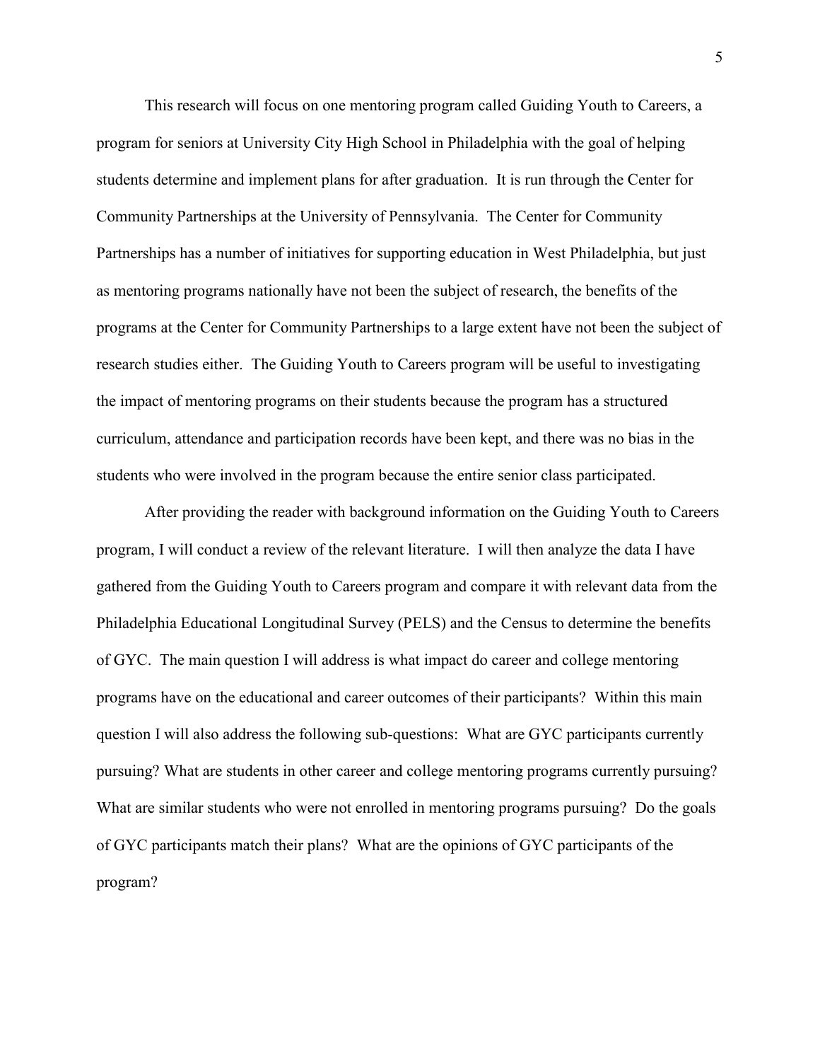This research will focus on one mentoring program called Guiding Youth to Careers, a program for seniors at University City High School in Philadelphia with the goal of helping students determine and implement plans for after graduation. It is run through the Center for Community Partnerships at the University of Pennsylvania. The Center for Community Partnerships has a number of initiatives for supporting education in West Philadelphia, but just as mentoring programs nationally have not been the subject of research, the benefits of the programs at the Center for Community Partnerships to a large extent have not been the subject of research studies either. The Guiding Youth to Careers program will be useful to investigating the impact of mentoring programs on their students because the program has a structured curriculum, attendance and participation records have been kept, and there was no bias in the students who were involved in the program because the entire senior class participated.

After providing the reader with background information on the Guiding Youth to Careers program, I will conduct a review of the relevant literature. I will then analyze the data I have gathered from the Guiding Youth to Careers program and compare it with relevant data from the Philadelphia Educational Longitudinal Survey (PELS) and the Census to determine the benefits of GYC. The main question I will address is what impact do career and college mentoring programs have on the educational and career outcomes of their participants? Within this main question I will also address the following sub-questions: What are GYC participants currently pursuing? What are students in other career and college mentoring programs currently pursuing? What are similar students who were not enrolled in mentoring programs pursuing? Do the goals of GYC participants match their plans? What are the opinions of GYC participants of the program?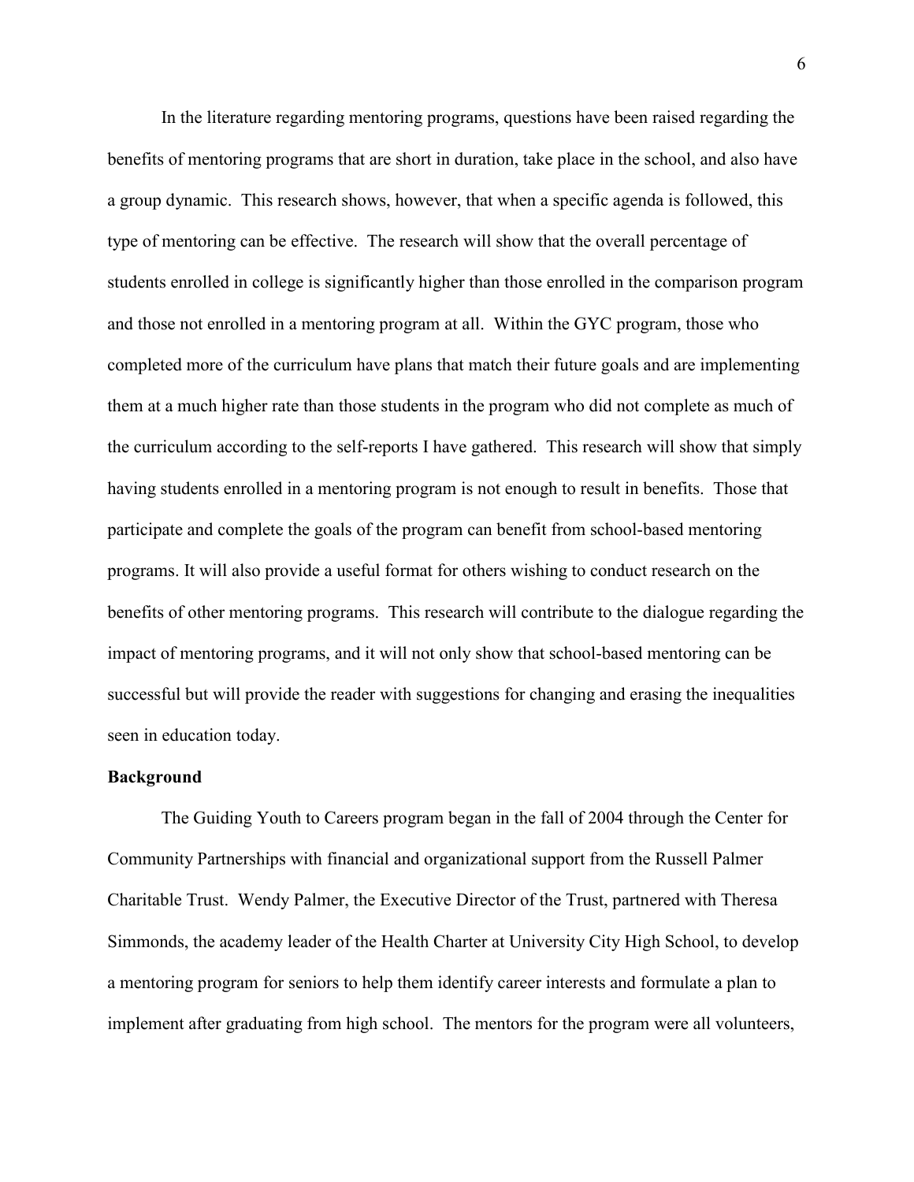In the literature regarding mentoring programs, questions have been raised regarding the benefits of mentoring programs that are short in duration, take place in the school, and also have a group dynamic. This research shows, however, that when a specific agenda is followed, this type of mentoring can be effective. The research will show that the overall percentage of students enrolled in college is significantly higher than those enrolled in the comparison program and those not enrolled in a mentoring program at all. Within the GYC program, those who completed more of the curriculum have plans that match their future goals and are implementing them at a much higher rate than those students in the program who did not complete as much of the curriculum according to the self-reports I have gathered. This research will show that simply having students enrolled in a mentoring program is not enough to result in benefits. Those that participate and complete the goals of the program can benefit from school-based mentoring programs. It will also provide a useful format for others wishing to conduct research on the benefits of other mentoring programs. This research will contribute to the dialogue regarding the impact of mentoring programs, and it will not only show that school-based mentoring can be successful but will provide the reader with suggestions for changing and erasing the inequalities seen in education today.

**Background**

The Guiding Youth to Careers program began in the fall of 2004 through the Center for Community Partnerships with financial and organizational support from the Russell Palmer Charitable Trust. Wendy Palmer, the Executive Director of the Trust, partnered with Theresa Simmonds, the academy leader of the Health Charter at University City High School, to develop a mentoring program for seniors to help them identify career interests and formulate a plan to implement after graduating from high school. The mentors for the program were all volunteers,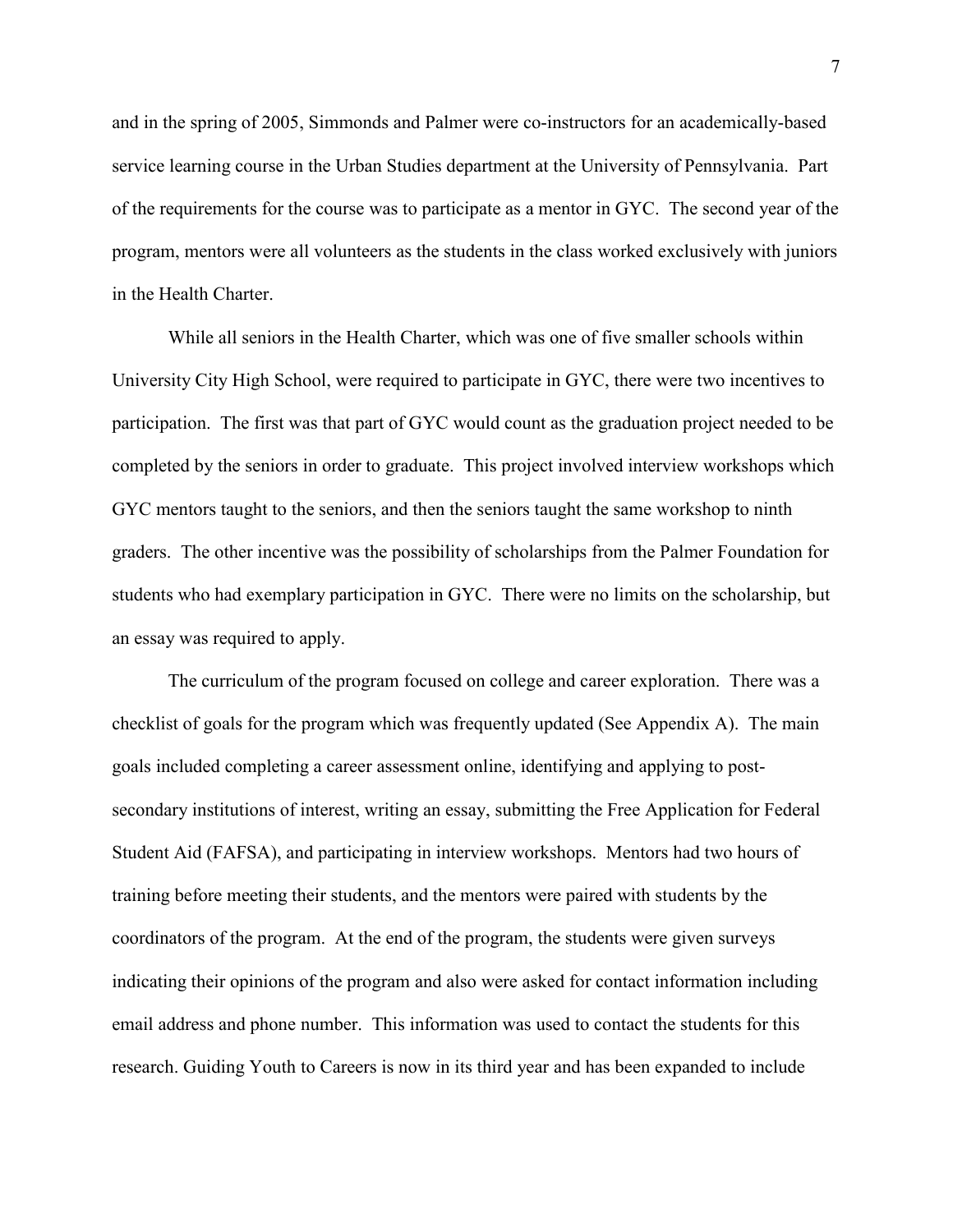and in the spring of 2005, Simmonds and Palmer were co-instructors for an academically-based service learning course in the Urban Studies department at the University of Pennsylvania. Part of the requirements for the course was to participate as a mentor in GYC. The second year of the program, mentors were all volunteers as the students in the class worked exclusively with juniors in the Health Charter.

While all seniors in the Health Charter, which was one of five smaller schools within University City High School, were required to participate in GYC, there were two incentives to participation. The first was that part of GYC would count as the graduation project needed to be completed by the seniors in order to graduate. This project involved interview workshops which GYC mentors taught to the seniors, and then the seniors taught the same workshop to ninth graders. The other incentive was the possibility of scholarships from the Palmer Foundation for students who had exemplary participation in GYC. There were no limits on the scholarship, but an essay was required to apply.

The curriculum of the program focused on college and career exploration. There was a checklist of goals for the program which was frequently updated (See Appendix A). The main goals included completing a career assessment online, identifying and applying to post-secondary institutions of interest, writing an essay, submitting the Free Application for Federal Student Aid (FAFSA), and participating in interview workshops. Mentors had two hours of training before meeting their students, and the mentors were paired with students by the coordinators of the program. At the end of the program, the students were given surveys indicating their opinions of the program and also were asked for contact information including email address and phone number. This information was used to contact the students for this research. Guiding Youth to Careers is now in its third year and has been expanded to include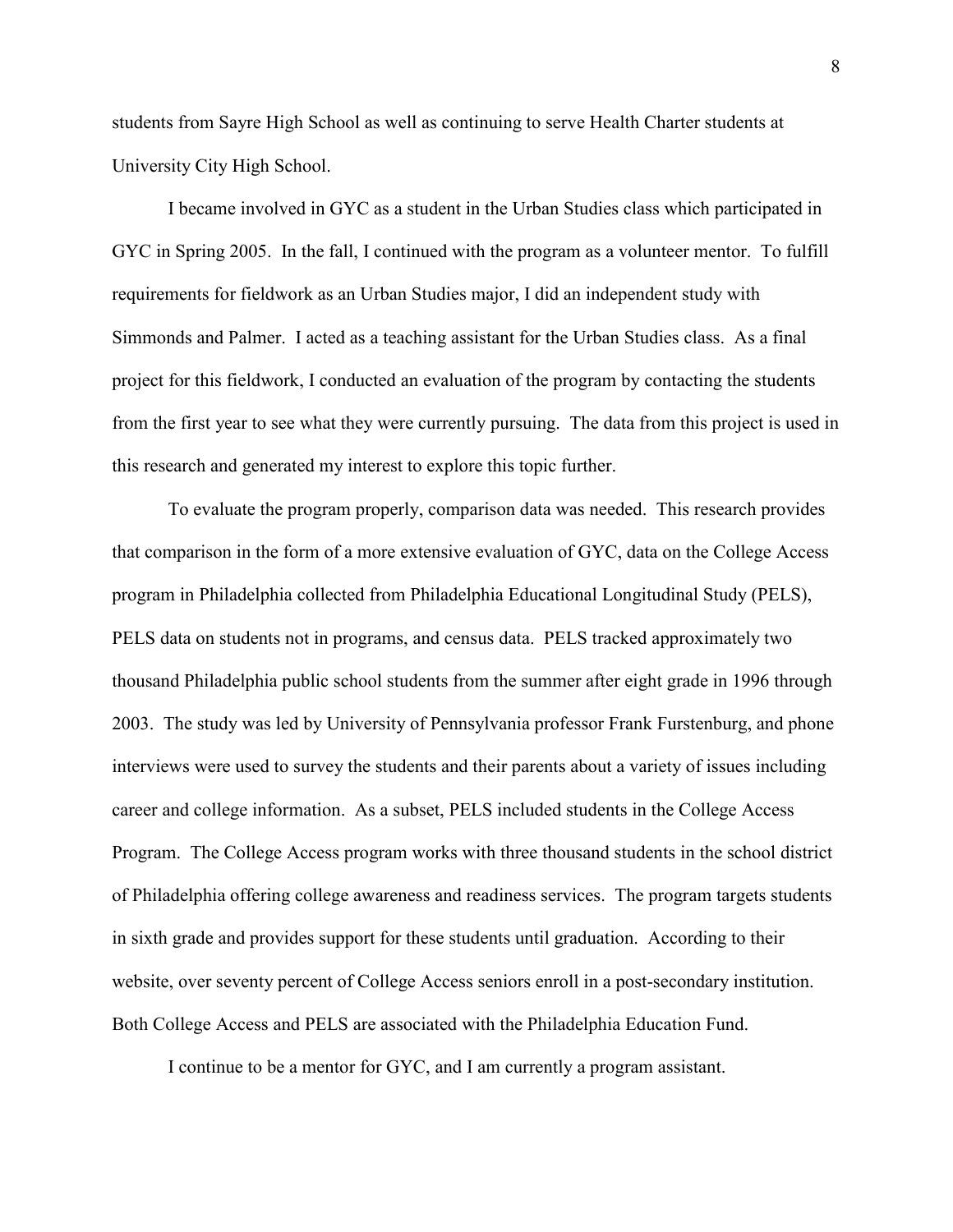students from Sayre High School as well as continuing to serve Health Charter students at University City High School.

I became involved in GYC as a student in the Urban Studies class which participated in GYC in Spring 2005. In the fall, I continued with the program as a volunteer mentor. To fulfill requirements for fieldwork as an Urban Studies major, I did an independent study with Simmonds and Palmer. I acted as a teaching assistant for the Urban Studies class. As a final project for this fieldwork, I conducted an evaluation of the program by contacting the students from the first year to see what they were currently pursuing. The data from this project is used in this research and generated my interest to explore this topic further.

To evaluate the program properly, comparison data was needed. This research provides that comparison in the form of a more extensive evaluation of GYC, data on the College Access program in Philadelphia collected from Philadelphia Educational Longitudinal Study (PELS), PELS data on students not in programs, and census data. PELS tracked approximately two thousand Philadelphia public school students from the summer after eight grade in 1996 through 2003. The study was led by University of Pennsylvania professor Frank Furstenburg, and phone interviews were used to survey the students and their parents about a variety of issues including career and college information. As a subset, PELS included students in the College Access Program. The College Access program works with three thousand students in the school district of Philadelphia offering college awareness and readiness services. The program targets students in sixth grade and provides support for these students until graduation. According to their website, over seventy percent of College Access seniors enroll in a post-secondary institution. Both College Access and PELS are associated with the Philadelphia Education Fund.

I continue to be a mentor for GYC, and I am currently a program assistant.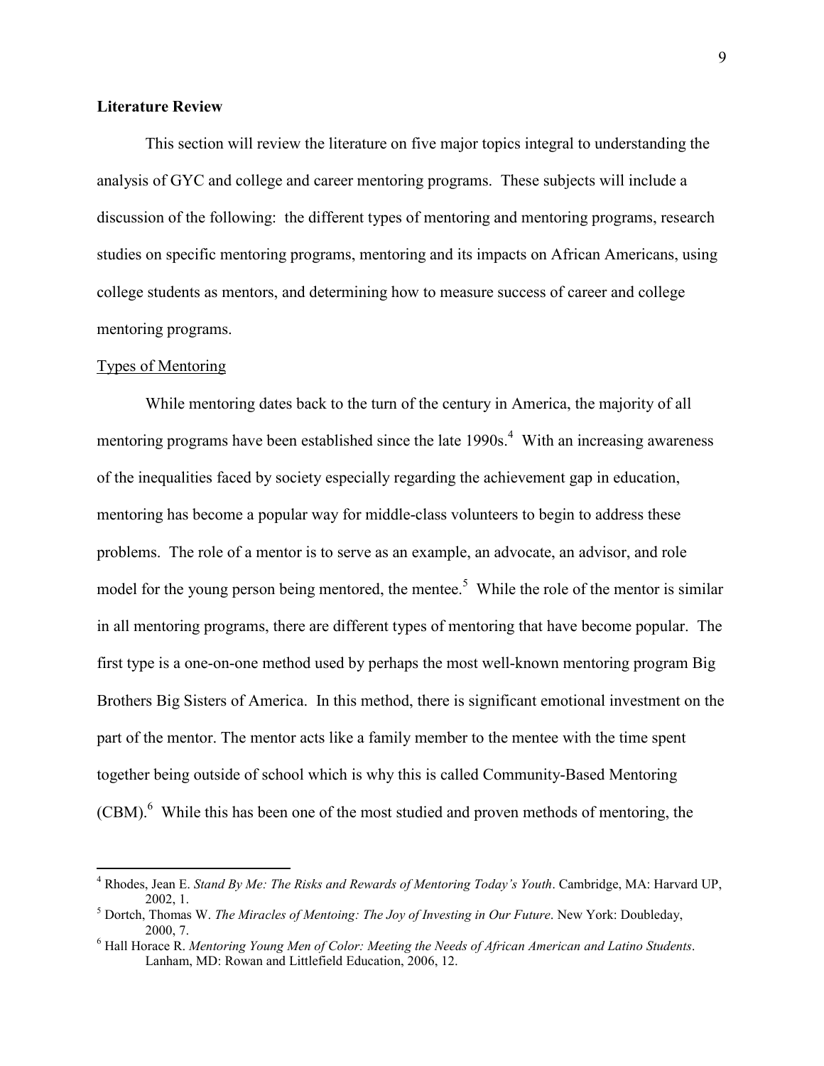## Literature Review

This section will review the literature on five major topics integral to understanding the analysis of GYC and college and career mentoring programs. These subjects will include a discussion of the following: the different types of mentoring and mentoring programs, research studies on specific mentoring programs, mentoring and its impacts on African Americans, using college students as mentors, and determining how to measure success of career and college mentoring programs.

### Types of Mentoring

While mentoring dates back to the turn of the century in America, the majority of all mentoring programs have been established since the late 1990s.[4] With an increasing awareness of the inequalities faced by society especially regarding the achievement gap in education, mentoring has become a popular way for middle-class volunteers to begin to address these problems. The role of a mentor is to serve as an example, an advocate, an advisor, and role model for the young person being mentored, the mentee.[5] While the role of the mentor is similar in all mentoring programs, there are different types of mentoring that have become popular. The first type is a one-on-one method used by perhaps the most well-known mentoring program Big Brothers Big Sisters of America. In this method, there is significant emotional investment on the part of the mentor. The mentor acts like a family member to the mentee with the time spent together being outside of school which is why this is called Community-Based Mentoring (CBM).[6] While this has been one of the most studied and proven methods of mentoring, the

---

[4] Rhodes, Jean E. *Stand By Me: The Risks and Rewards of Mentoring Today's Youth*. Cambridge, MA: Harvard UP, 2002, 1.

[5] Dortch, Thomas W. *The Miracles of Mentoing: The Joy of Investing in Our Future*. New York: Doubleday, 2000, 7.

[6] Hall Horace R. *Mentoring Young Men of Color: Meeting the Needs of African American and Latino Students*. Lanham, MD: Rowan and Littlefield Education, 2006, 12.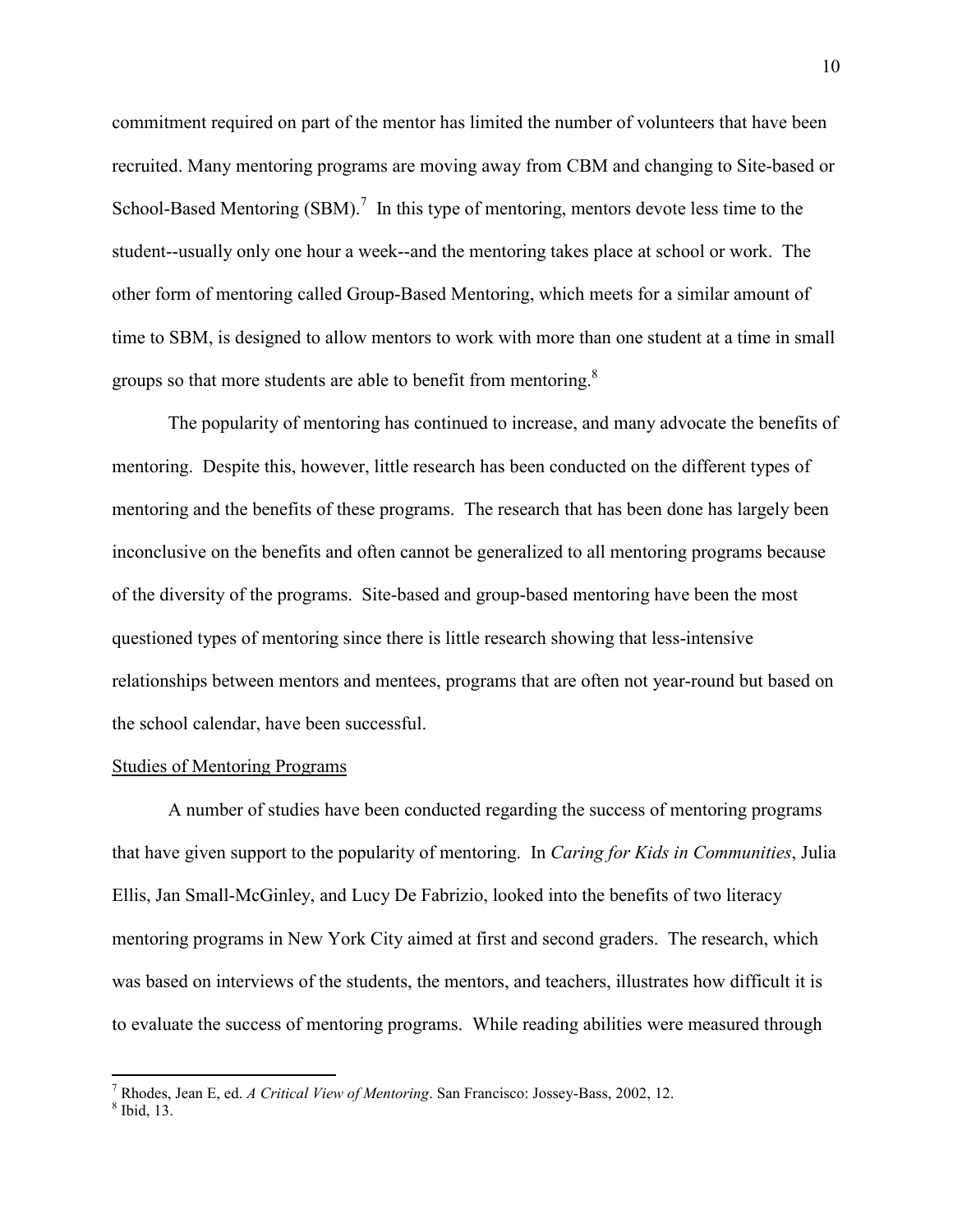commitment required on part of the mentor has limited the number of volunteers that have been recruited. Many mentoring programs are moving away from CBM and changing to Site-based or School-Based Mentoring (SBM).[7] In this type of mentoring, mentors devote less time to the student--usually only one hour a week--and the mentoring takes place at school or work. The other form of mentoring called Group-Based Mentoring, which meets for a similar amount of time to SBM, is designed to allow mentors to work with more than one student at a time in small groups so that more students are able to benefit from mentoring.[8]

The popularity of mentoring has continued to increase, and many advocate the benefits of mentoring. Despite this, however, little research has been conducted on the different types of mentoring and the benefits of these programs. The research that has been done has largely been inconclusive on the benefits and often cannot be generalized to all mentoring programs because of the diversity of the programs. Site-based and group-based mentoring have been the most questioned types of mentoring since there is little research showing that less-intensive relationships between mentors and mentees, programs that are often not year-round but based on the school calendar, have been successful.

## Studies of Mentoring Programs

A number of studies have been conducted regarding the success of mentoring programs that have given support to the popularity of mentoring. In *Caring for Kids in Communities*, Julia Ellis, Jan Small-McGinley, and Lucy De Fabrizio, looked into the benefits of two literacy mentoring programs in New York City aimed at first and second graders. The research, which was based on interviews of the students, the mentors, and teachers, illustrates how difficult it is to evaluate the success of mentoring programs. While reading abilities were measured through

---

[7] Rhodes, Jean E, ed. *A Critical View of Mentoring*. San Francisco: Jossey-Bass, 2002, 12.

[8] Ibid, 13.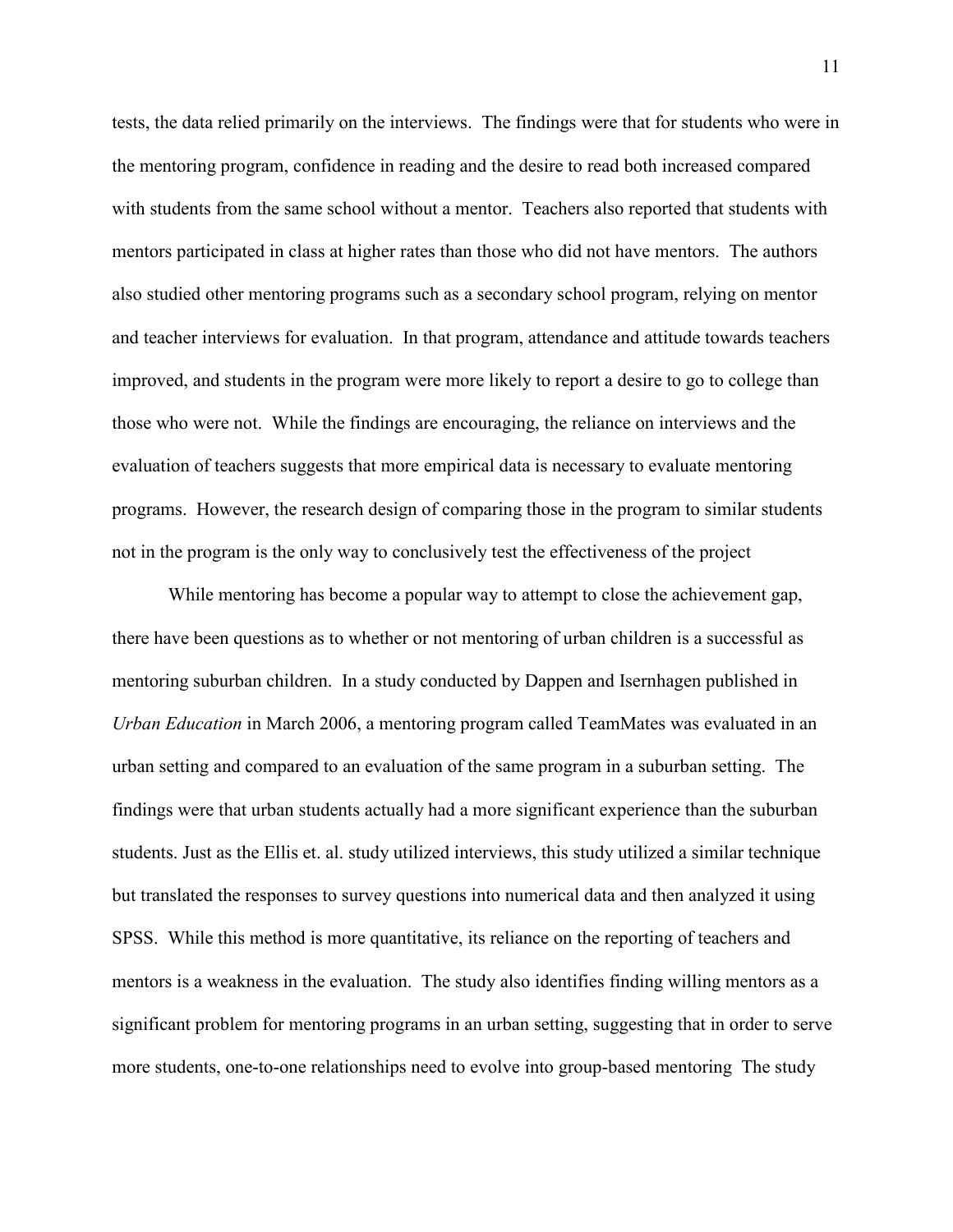tests, the data relied primarily on the interviews. The findings were that for students who were in the mentoring program, confidence in reading and the desire to read both increased compared with students from the same school without a mentor. Teachers also reported that students with mentors participated in class at higher rates than those who did not have mentors. The authors also studied other mentoring programs such as a secondary school program, relying on mentor and teacher interviews for evaluation. In that program, attendance and attitude towards teachers improved, and students in the program were more likely to report a desire to go to college than those who were not. While the findings are encouraging, the reliance on interviews and the evaluation of teachers suggests that more empirical data is necessary to evaluate mentoring programs. However, the research design of comparing those in the program to similar students not in the program is the only way to conclusively test the effectiveness of the project

While mentoring has become a popular way to attempt to close the achievement gap, there have been questions as to whether or not mentoring of urban children is a successful as mentoring suburban children. In a study conducted by Dappen and Isernhagen published in *Urban Education* in March 2006, a mentoring program called TeamMates was evaluated in an urban setting and compared to an evaluation of the same program in a suburban setting. The findings were that urban students actually had a more significant experience than the suburban students. Just as the Ellis et. al. study utilized interviews, this study utilized a similar technique but translated the responses to survey questions into numerical data and then analyzed it using SPSS. While this method is more quantitative, its reliance on the reporting of teachers and mentors is a weakness in the evaluation. The study also identifies finding willing mentors as a significant problem for mentoring programs in an urban setting, suggesting that in order to serve more students, one-to-one relationships need to evolve into group-based mentoring The study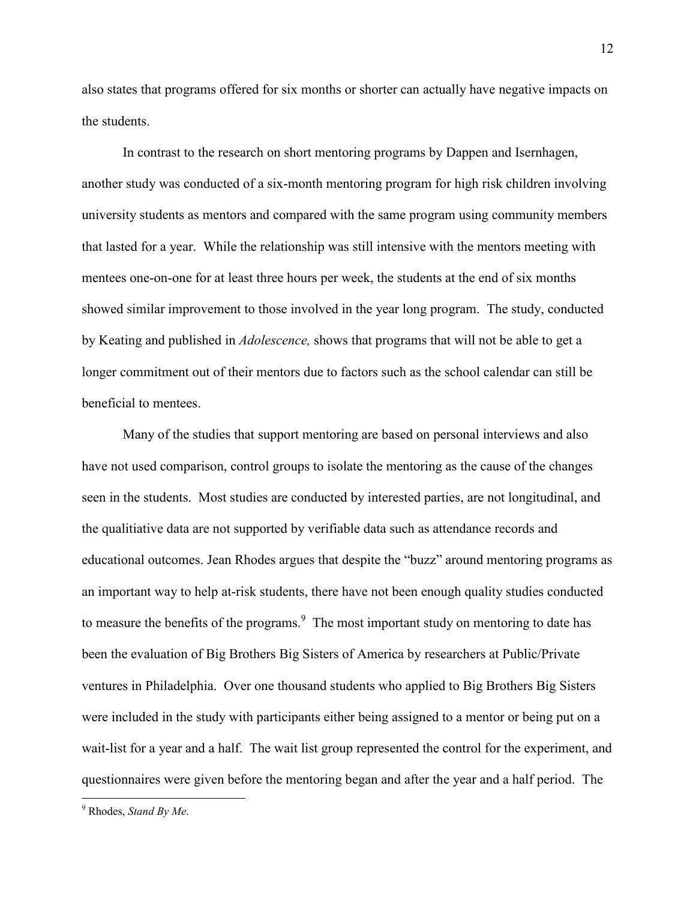also states that programs offered for six months or shorter can actually have negative impacts on the students.

In contrast to the research on short mentoring programs by Dappen and Isernhagen, another study was conducted of a six-month mentoring program for high risk children involving university students as mentors and compared with the same program using community members that lasted for a year. While the relationship was still intensive with the mentors meeting with mentees one-on-one for at least three hours per week, the students at the end of six months showed similar improvement to those involved in the year long program. The study, conducted by Keating and published in *Adolescence,* shows that programs that will not be able to get a longer commitment out of their mentors due to factors such as the school calendar can still be beneficial to mentees.

Many of the studies that support mentoring are based on personal interviews and also have not used comparison, control groups to isolate the mentoring as the cause of the changes seen in the students. Most studies are conducted by interested parties, are not longitudinal, and the qualitiative data are not supported by verifiable data such as attendance records and educational outcomes. Jean Rhodes argues that despite the "buzz" around mentoring programs as an important way to help at-risk students, there have not been enough quality studies conducted to measure the benefits of the programs.[9] The most important study on mentoring to date has been the evaluation of Big Brothers Big Sisters of America by researchers at Public/Private ventures in Philadelphia. Over one thousand students who applied to Big Brothers Big Sisters were included in the study with participants either being assigned to a mentor or being put on a wait-list for a year and a half. The wait list group represented the control for the experiment, and questionnaires were given before the mentoring began and after the year and a half period. The

[9] Rhodes, *Stand By Me*.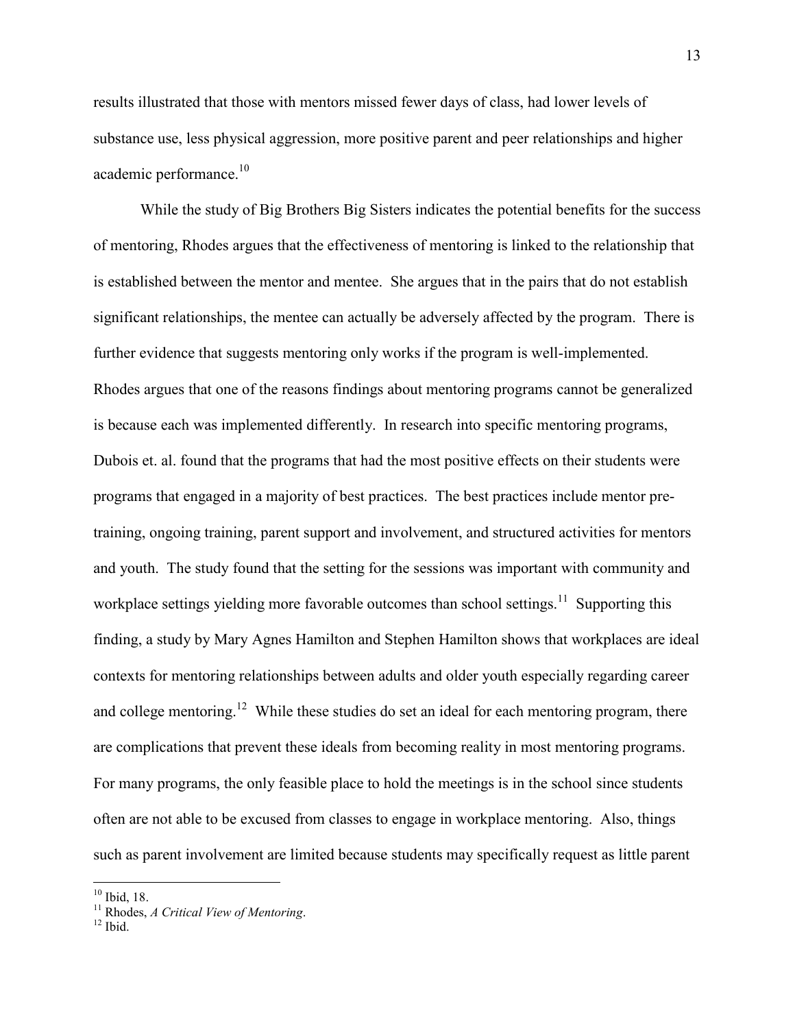results illustrated that those with mentors missed fewer days of class, had lower levels of substance use, less physical aggression, more positive parent and peer relationships and higher academic performance.[10]

While the study of Big Brothers Big Sisters indicates the potential benefits for the success of mentoring, Rhodes argues that the effectiveness of mentoring is linked to the relationship that is established between the mentor and mentee. She argues that in the pairs that do not establish significant relationships, the mentee can actually be adversely affected by the program. There is further evidence that suggests mentoring only works if the program is well-implemented. Rhodes argues that one of the reasons findings about mentoring programs cannot be generalized is because each was implemented differently. In research into specific mentoring programs, Dubois et. al. found that the programs that had the most positive effects on their students were programs that engaged in a majority of best practices. The best practices include mentor pre-training, ongoing training, parent support and involvement, and structured activities for mentors and youth. The study found that the setting for the sessions was important with community and workplace settings yielding more favorable outcomes than school settings.[11] Supporting this finding, a study by Mary Agnes Hamilton and Stephen Hamilton shows that workplaces are ideal contexts for mentoring relationships between adults and older youth especially regarding career and college mentoring.[12] While these studies do set an ideal for each mentoring program, there are complications that prevent these ideals from becoming reality in most mentoring programs. For many programs, the only feasible place to hold the meetings is in the school since students often are not able to be excused from classes to engage in workplace mentoring. Also, things such as parent involvement are limited because students may specifically request as little parent

---

[10] Ibid, 18.

[11] Rhodes, *A Critical View of Mentoring*.

[12] Ibid.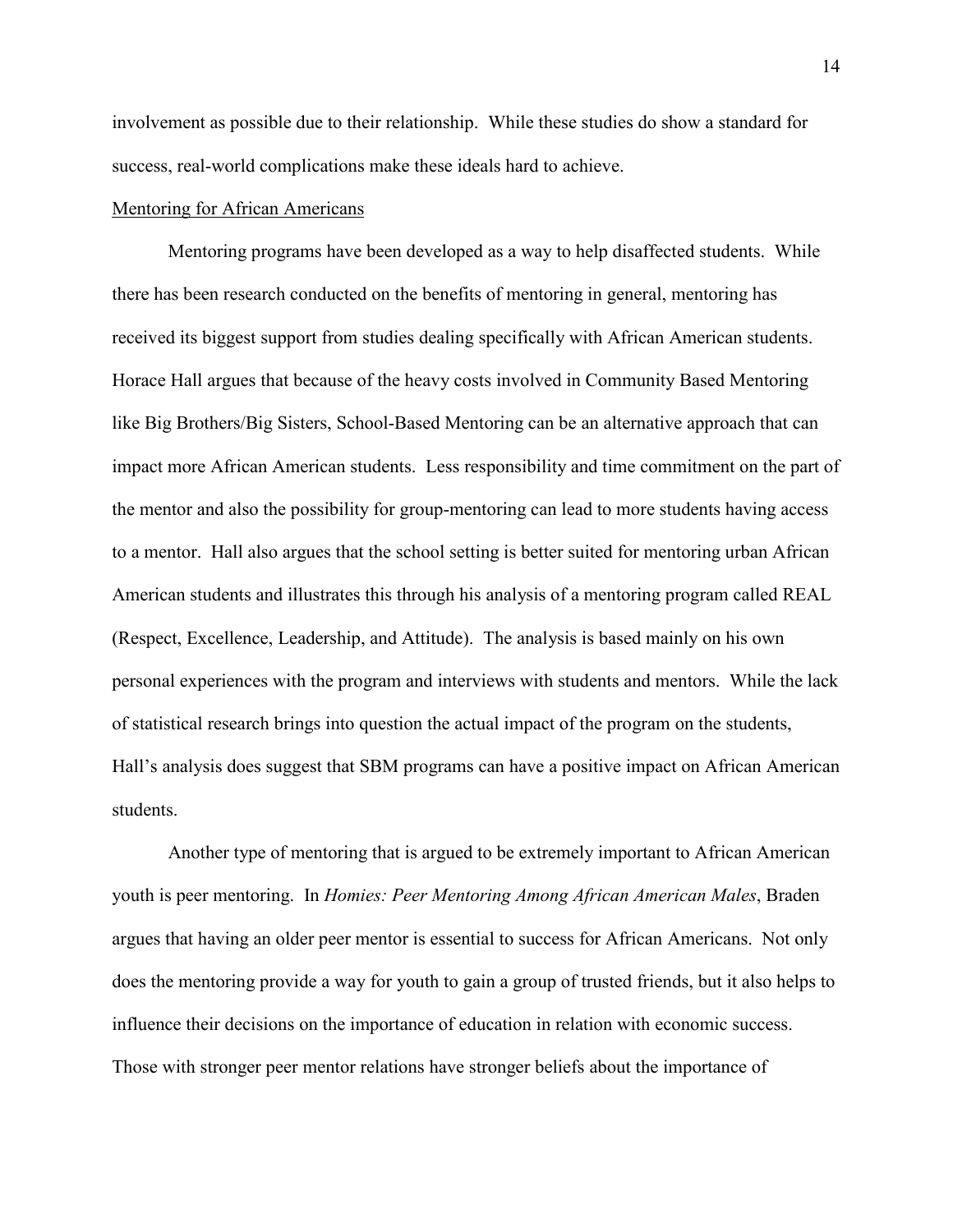involvement as possible due to their relationship. While these studies do show a standard for success, real-world complications make these ideals hard to achieve.

### Mentoring for African Americans

Mentoring programs have been developed as a way to help disaffected students. While there has been research conducted on the benefits of mentoring in general, mentoring has received its biggest support from studies dealing specifically with African American students. Horace Hall argues that because of the heavy costs involved in Community Based Mentoring like Big Brothers/Big Sisters, School-Based Mentoring can be an alternative approach that can impact more African American students. Less responsibility and time commitment on the part of the mentor and also the possibility for group-mentoring can lead to more students having access to a mentor. Hall also argues that the school setting is better suited for mentoring urban African American students and illustrates this through his analysis of a mentoring program called REAL (Respect, Excellence, Leadership, and Attitude). The analysis is based mainly on his own personal experiences with the program and interviews with students and mentors. While the lack of statistical research brings into question the actual impact of the program on the students, Hall's analysis does suggest that SBM programs can have a positive impact on African American students.

Another type of mentoring that is argued to be extremely important to African American youth is peer mentoring. In *Homies: Peer Mentoring Among African American Males*, Braden argues that having an older peer mentor is essential to success for African Americans. Not only does the mentoring provide a way for youth to gain a group of trusted friends, but it also helps to influence their decisions on the importance of education in relation with economic success. Those with stronger peer mentor relations have stronger beliefs about the importance of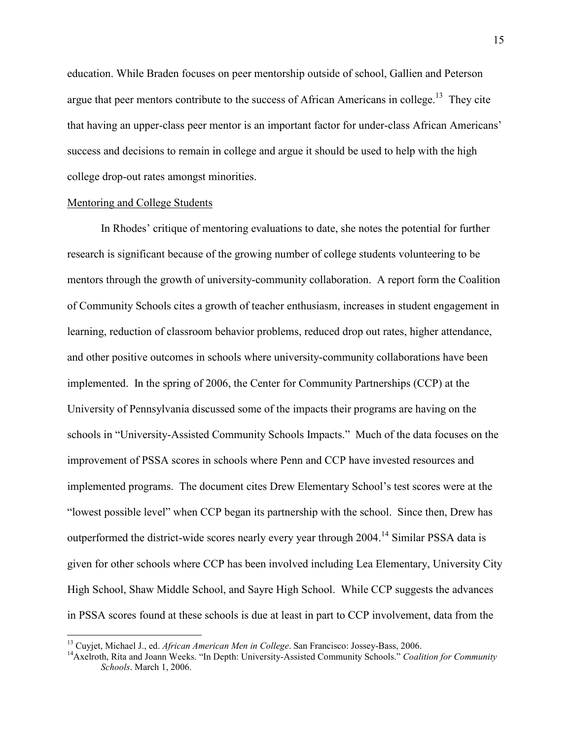education. While Braden focuses on peer mentorship outside of school, Gallien and Peterson argue that peer mentors contribute to the success of African Americans in college.[13] They cite that having an upper-class peer mentor is an important factor for under-class African Americans' success and decisions to remain in college and argue it should be used to help with the high college drop-out rates amongst minorities.

Mentoring and College Students

In Rhodes' critique of mentoring evaluations to date, she notes the potential for further research is significant because of the growing number of college students volunteering to be mentors through the growth of university-community collaboration. A report form the Coalition of Community Schools cites a growth of teacher enthusiasm, increases in student engagement in learning, reduction of classroom behavior problems, reduced drop out rates, higher attendance, and other positive outcomes in schools where university-community collaborations have been implemented. In the spring of 2006, the Center for Community Partnerships (CCP) at the University of Pennsylvania discussed some of the impacts their programs are having on the schools in "University-Assisted Community Schools Impacts." Much of the data focuses on the improvement of PSSA scores in schools where Penn and CCP have invested resources and implemented programs. The document cites Drew Elementary School's test scores were at the "lowest possible level" when CCP began its partnership with the school. Since then, Drew has outperformed the district-wide scores nearly every year through 2004.[14] Similar PSSA data is given for other schools where CCP has been involved including Lea Elementary, University City High School, Shaw Middle School, and Sayre High School. While CCP suggests the advances in PSSA scores found at these schools is due at least in part to CCP involvement, data from the

---

[13] Cuyjet, Michael J., ed. *African American Men in College*. San Francisco: Jossey-Bass, 2006.

[14] Axelroth, Rita and Joann Weeks. "In Depth: University-Assisted Community Schools." *Coalition for Community Schools*. March 1, 2006.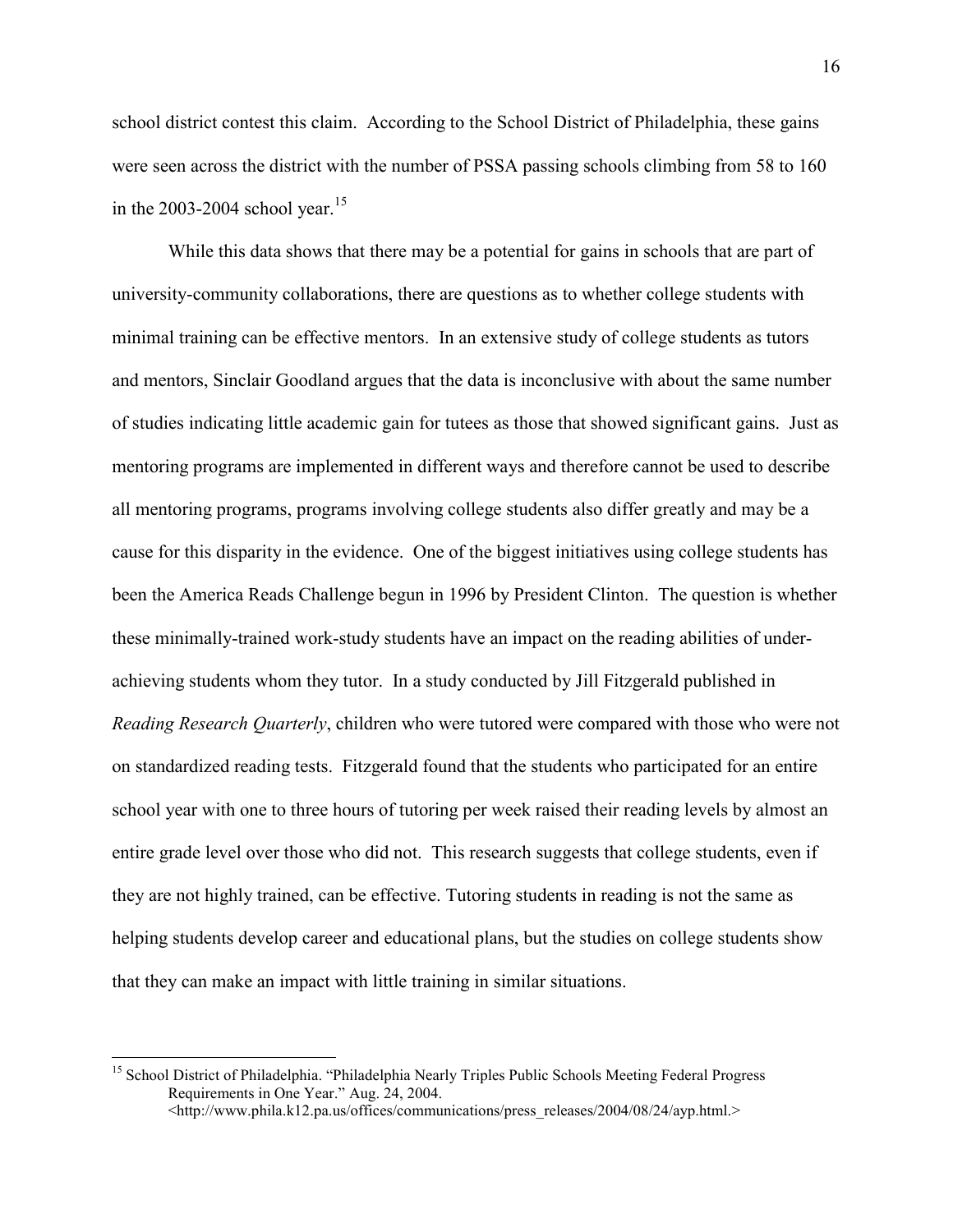school district contest this claim. According to the School District of Philadelphia, these gains were seen across the district with the number of PSSA passing schools climbing from 58 to 160 in the 2003-2004 school year.[15]

While this data shows that there may be a potential for gains in schools that are part of university-community collaborations, there are questions as to whether college students with minimal training can be effective mentors. In an extensive study of college students as tutors and mentors, Sinclair Goodland argues that the data is inconclusive with about the same number of studies indicating little academic gain for tutees as those that showed significant gains. Just as mentoring programs are implemented in different ways and therefore cannot be used to describe all mentoring programs, programs involving college students also differ greatly and may be a cause for this disparity in the evidence. One of the biggest initiatives using college students has been the America Reads Challenge begun in 1996 by President Clinton. The question is whether these minimally-trained work-study students have an impact on the reading abilities of under-achieving students whom they tutor. In a study conducted by Jill Fitzgerald published in *Reading Research Quarterly*, children who were tutored were compared with those who were not on standardized reading tests. Fitzgerald found that the students who participated for an entire school year with one to three hours of tutoring per week raised their reading levels by almost an entire grade level over those who did not. This research suggests that college students, even if they are not highly trained, can be effective. Tutoring students in reading is not the same as helping students develop career and educational plans, but the studies on college students show that they can make an impact with little training in similar situations.

---

[15] School District of Philadelphia. "Philadelphia Nearly Triples Public Schools Meeting Federal Progress Requirements in One Year." Aug. 24, 2004. <http://www.phila.k12.pa.us/offices/communications/press_releases/2004/08/24/ayp.html.>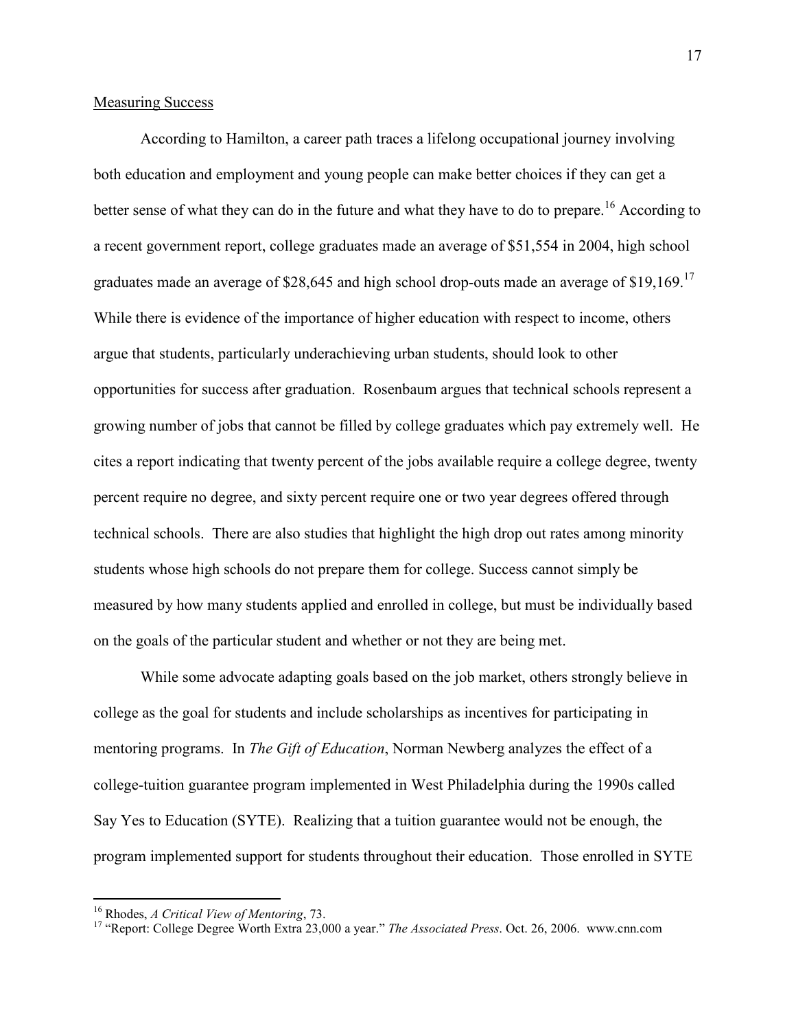Measuring Success

According to Hamilton, a career path traces a lifelong occupational journey involving both education and employment and young people can make better choices if they can get a better sense of what they can do in the future and what they have to do to prepare.[16] According to a recent government report, college graduates made an average of $51,554 in 2004, high school graduates made an average of $28,645 and high school drop-outs made an average of $19,169.[17] While there is evidence of the importance of higher education with respect to income, others argue that students, particularly underachieving urban students, should look to other opportunities for success after graduation. Rosenbaum argues that technical schools represent a growing number of jobs that cannot be filled by college graduates which pay extremely well. He cites a report indicating that twenty percent of the jobs available require a college degree, twenty percent require no degree, and sixty percent require one or two year degrees offered through technical schools. There are also studies that highlight the high drop out rates among minority students whose high schools do not prepare them for college. Success cannot simply be measured by how many students applied and enrolled in college, but must be individually based on the goals of the particular student and whether or not they are being met.

While some advocate adapting goals based on the job market, others strongly believe in college as the goal for students and include scholarships as incentives for participating in mentoring programs. In *The Gift of Education*, Norman Newberg analyzes the effect of a college-tuition guarantee program implemented in West Philadelphia during the 1990s called Say Yes to Education (SYTE). Realizing that a tuition guarantee would not be enough, the program implemented support for students throughout their education. Those enrolled in SYTE

---

[16] Rhodes, *A Critical View of Mentoring*, 73.

[17] "Report: College Degree Worth Extra 23,000 a year." *The Associated Press*. Oct. 26, 2006. www.cnn.com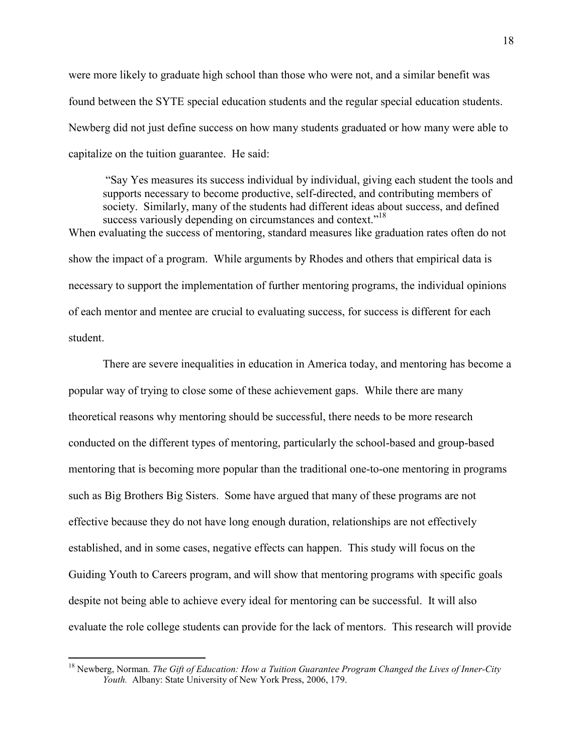were more likely to graduate high school than those who were not, and a similar benefit was found between the SYTE special education students and the regular special education students. Newberg did not just define success on how many students graduated or how many were able to capitalize on the tuition guarantee. He said:

> "Say Yes measures its success individual by individual, giving each student the tools and supports necessary to become productive, self-directed, and contributing members of society. Similarly, many of the students had different ideas about success, and defined success variously depending on circumstances and context."[18]

When evaluating the success of mentoring, standard measures like graduation rates often do not show the impact of a program. While arguments by Rhodes and others that empirical data is necessary to support the implementation of further mentoring programs, the individual opinions of each mentor and mentee are crucial to evaluating success, for success is different for each student.

There are severe inequalities in education in America today, and mentoring has become a popular way of trying to close some of these achievement gaps. While there are many theoretical reasons why mentoring should be successful, there needs to be more research conducted on the different types of mentoring, particularly the school-based and group-based mentoring that is becoming more popular than the traditional one-to-one mentoring in programs such as Big Brothers Big Sisters. Some have argued that many of these programs are not effective because they do not have long enough duration, relationships are not effectively established, and in some cases, negative effects can happen. This study will focus on the Guiding Youth to Careers program, and will show that mentoring programs with specific goals despite not being able to achieve every ideal for mentoring can be successful. It will also evaluate the role college students can provide for the lack of mentors. This research will provide

---

[18] Newberg, Norman. *The Gift of Education: How a Tuition Guarantee Program Changed the Lives of Inner-City Youth.* Albany: State University of New York Press, 2006, 179.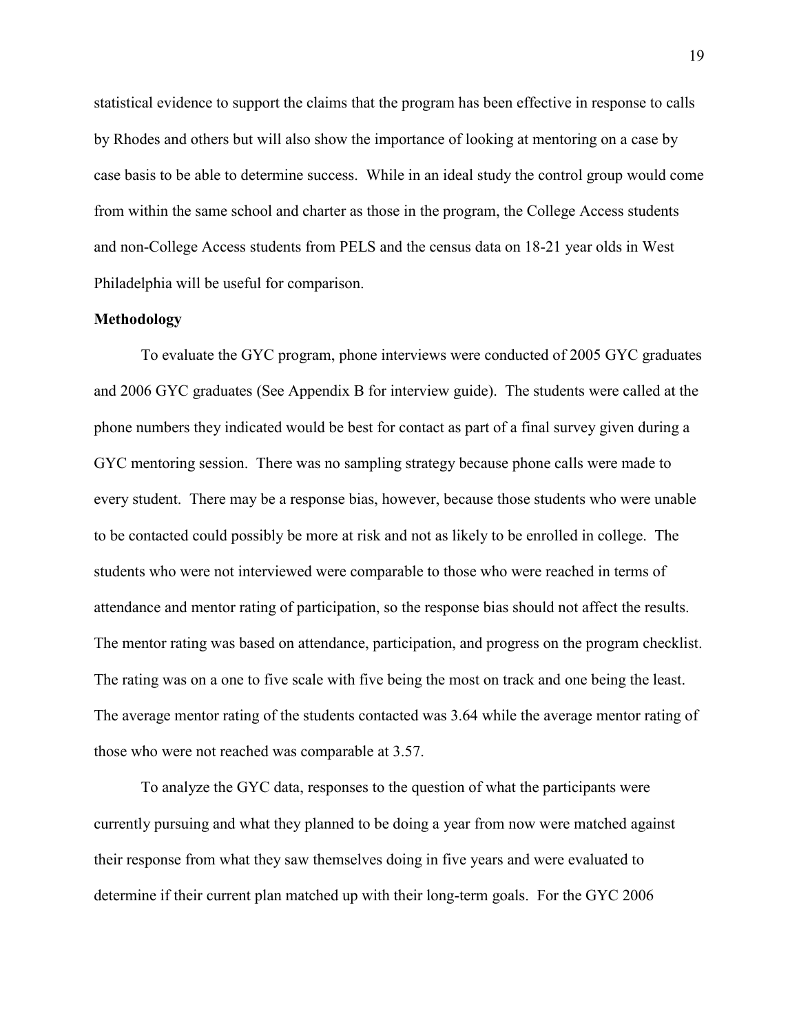statistical evidence to support the claims that the program has been effective in response to calls by Rhodes and others but will also show the importance of looking at mentoring on a case by case basis to be able to determine success. While in an ideal study the control group would come from within the same school and charter as those in the program, the College Access students and non-College Access students from PELS and the census data on 18-21 year olds in West Philadelphia will be useful for comparison.

**Methodology**

To evaluate the GYC program, phone interviews were conducted of 2005 GYC graduates and 2006 GYC graduates (See Appendix B for interview guide). The students were called at the phone numbers they indicated would be best for contact as part of a final survey given during a GYC mentoring session. There was no sampling strategy because phone calls were made to every student. There may be a response bias, however, because those students who were unable to be contacted could possibly be more at risk and not as likely to be enrolled in college. The students who were not interviewed were comparable to those who were reached in terms of attendance and mentor rating of participation, so the response bias should not affect the results. The mentor rating was based on attendance, participation, and progress on the program checklist. The rating was on a one to five scale with five being the most on track and one being the least. The average mentor rating of the students contacted was 3.64 while the average mentor rating of those who were not reached was comparable at 3.57.

To analyze the GYC data, responses to the question of what the participants were currently pursuing and what they planned to be doing a year from now were matched against their response from what they saw themselves doing in five years and were evaluated to determine if their current plan matched up with their long-term goals. For the GYC 2006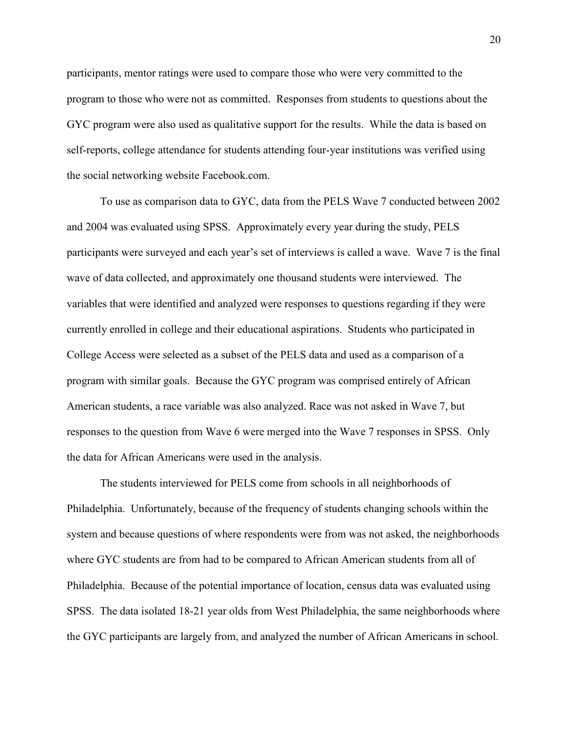participants, mentor ratings were used to compare those who were very committed to the program to those who were not as committed. Responses from students to questions about the GYC program were also used as qualitative support for the results. While the data is based on self-reports, college attendance for students attending four-year institutions was verified using the social networking website Facebook.com.

To use as comparison data to GYC, data from the PELS Wave 7 conducted between 2002 and 2004 was evaluated using SPSS. Approximately every year during the study, PELS participants were surveyed and each year's set of interviews is called a wave. Wave 7 is the final wave of data collected, and approximately one thousand students were interviewed. The variables that were identified and analyzed were responses to questions regarding if they were currently enrolled in college and their educational aspirations. Students who participated in College Access were selected as a subset of the PELS data and used as a comparison of a program with similar goals. Because the GYC program was comprised entirely of African American students, a race variable was also analyzed. Race was not asked in Wave 7, but responses to the question from Wave 6 were merged into the Wave 7 responses in SPSS. Only the data for African Americans were used in the analysis.

The students interviewed for PELS come from schools in all neighborhoods of Philadelphia. Unfortunately, because of the frequency of students changing schools within the system and because questions of where respondents were from was not asked, the neighborhoods where GYC students are from had to be compared to African American students from all of Philadelphia. Because of the potential importance of location, census data was evaluated using SPSS. The data isolated 18-21 year olds from West Philadelphia, the same neighborhoods where the GYC participants are largely from, and analyzed the number of African Americans in school.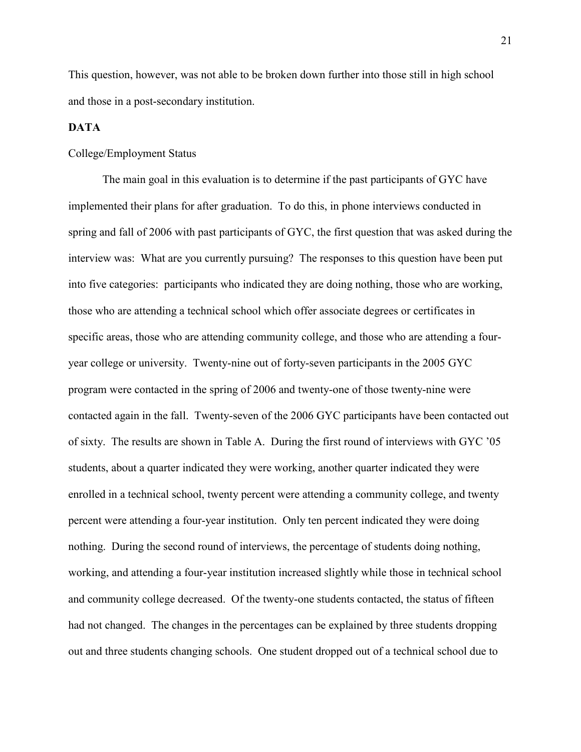This question, however, was not able to be broken down further into those still in high school and those in a post-secondary institution.

## DATA

College/Employment Status

The main goal in this evaluation is to determine if the past participants of GYC have implemented their plans for after graduation. To do this, in phone interviews conducted in spring and fall of 2006 with past participants of GYC, the first question that was asked during the interview was: What are you currently pursuing? The responses to this question have been put into five categories: participants who indicated they are doing nothing, those who are working, those who are attending a technical school which offer associate degrees or certificates in specific areas, those who are attending community college, and those who are attending a four-year college or university. Twenty-nine out of forty-seven participants in the 2005 GYC program were contacted in the spring of 2006 and twenty-one of those twenty-nine were contacted again in the fall. Twenty-seven of the 2006 GYC participants have been contacted out of sixty. The results are shown in Table A. During the first round of interviews with GYC '05 students, about a quarter indicated they were working, another quarter indicated they were enrolled in a technical school, twenty percent were attending a community college, and twenty percent were attending a four-year institution. Only ten percent indicated they were doing nothing. During the second round of interviews, the percentage of students doing nothing, working, and attending a four-year institution increased slightly while those in technical school and community college decreased. Of the twenty-one students contacted, the status of fifteen had not changed. The changes in the percentages can be explained by three students dropping out and three students changing schools. One student dropped out of a technical school due to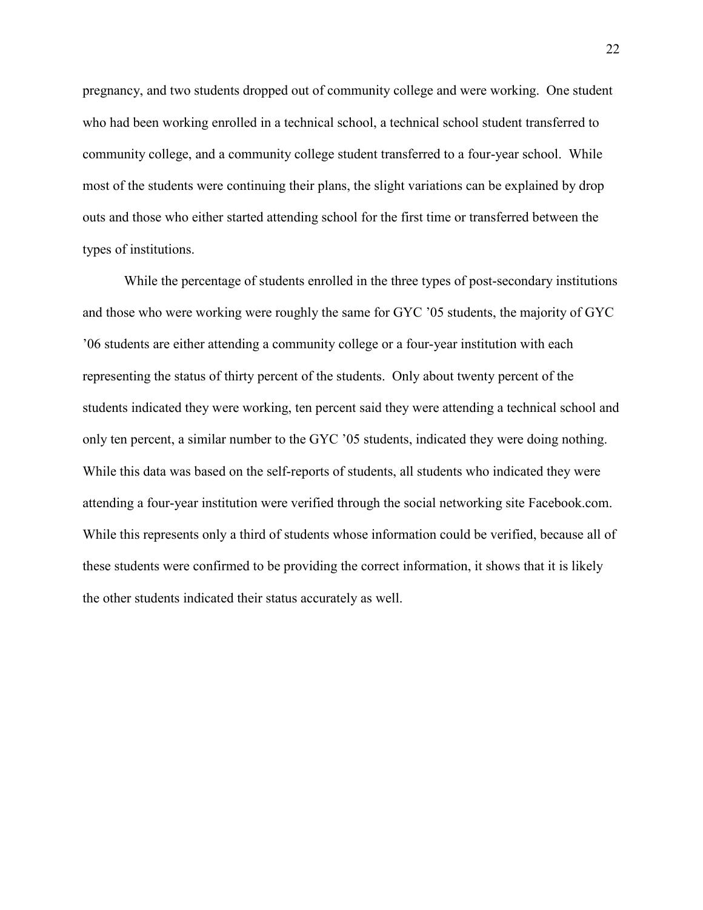pregnancy, and two students dropped out of community college and were working. One student who had been working enrolled in a technical school, a technical school student transferred to community college, and a community college student transferred to a four-year school. While most of the students were continuing their plans, the slight variations can be explained by drop outs and those who either started attending school for the first time or transferred between the types of institutions.

While the percentage of students enrolled in the three types of post-secondary institutions and those who were working were roughly the same for GYC '05 students, the majority of GYC '06 students are either attending a community college or a four-year institution with each representing the status of thirty percent of the students. Only about twenty percent of the students indicated they were working, ten percent said they were attending a technical school and only ten percent, a similar number to the GYC '05 students, indicated they were doing nothing. While this data was based on the self-reports of students, all students who indicated they were attending a four-year institution were verified through the social networking site Facebook.com. While this represents only a third of students whose information could be verified, because all of these students were confirmed to be providing the correct information, it shows that it is likely the other students indicated their status accurately as well.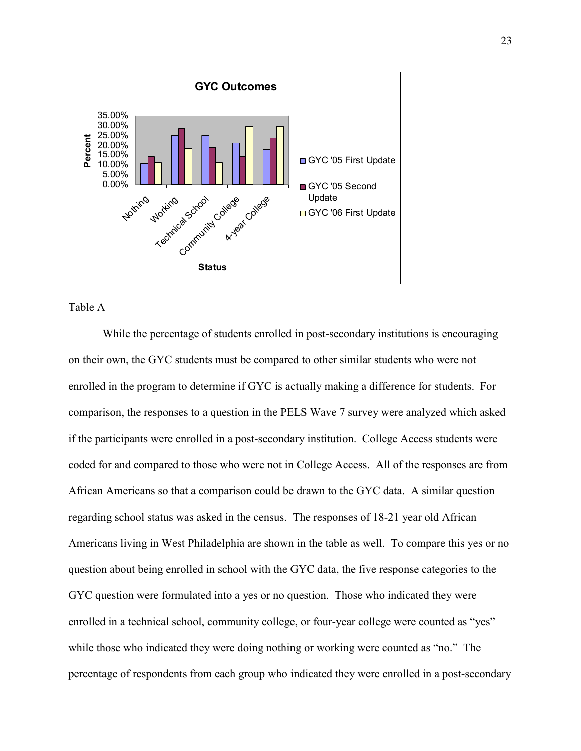GYC Outcomes

Percent

35.00%
30.00%
25.00%
20.00%
15.00%
10.00%
5.00%
0.00%

Nothing
Working
Technical School
Community College
4-year College

Status

GYC '05 First Update
GYC '05 Second Update
GYC '06 First Update

Table A

While the percentage of students enrolled in post-secondary institutions is encouraging on their own, the GYC students must be compared to other similar students who were not enrolled in the program to determine if GYC is actually making a difference for students. For comparison, the responses to a question in the PELS Wave 7 survey were analyzed which asked if the participants were enrolled in a post-secondary institution. College Access students were coded for and compared to those who were not in College Access. All of the responses are from African Americans so that a comparison could be drawn to the GYC data. A similar question regarding school status was asked in the census. The responses of 18-21 year old African Americans living in West Philadelphia are shown in the table as well. To compare this yes or no question about being enrolled in school with the GYC data, the five response categories to the GYC question were formulated into a yes or no question. Those who indicated they were enrolled in a technical school, community college, or four-year college were counted as "yes" while those who indicated they were doing nothing or working were counted as "no." The percentage of respondents from each group who indicated they were enrolled in a post-secondary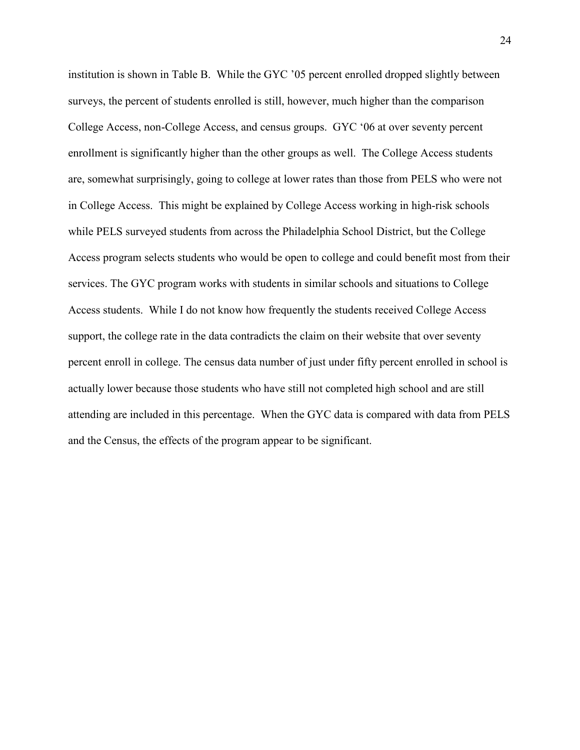institution is shown in Table B. While the GYC ’05 percent enrolled dropped slightly between surveys, the percent of students enrolled is still, however, much higher than the comparison College Access, non-College Access, and census groups. GYC ‘06 at over seventy percent enrollment is significantly higher than the other groups as well. The College Access students are, somewhat surprisingly, going to college at lower rates than those from PELS who were not in College Access. This might be explained by College Access working in high-risk schools while PELS surveyed students from across the Philadelphia School District, but the College Access program selects students who would be open to college and could benefit most from their services. The GYC program works with students in similar schools and situations to College Access students. While I do not know how frequently the students received College Access support, the college rate in the data contradicts the claim on their website that over seventy percent enroll in college. The census data number of just under fifty percent enrolled in school is actually lower because those students who have still not completed high school and are still attending are included in this percentage. When the GYC data is compared with data from PELS and the Census, the effects of the program appear to be significant.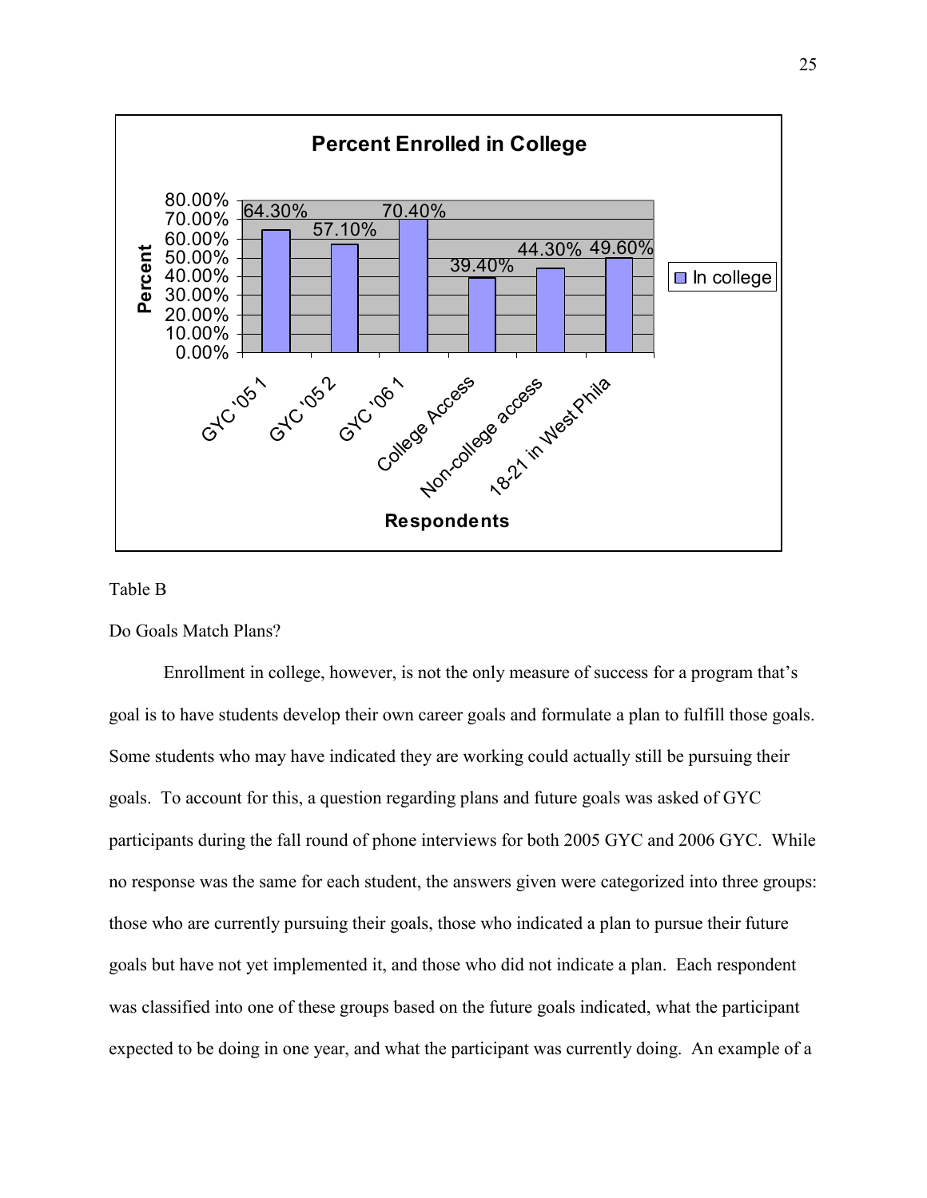Percent Enrolled in College

Percent

80.00%
70.00%
60.00%
50.00%
40.00%
30.00%
20.00%
10.00%
0.00%

64.30%
57.10%
70.40%
39.40%
44.30%
49.60%

In college

GYC '05 1
GYC '05 2
GYC '06 1
College Access
Non-college access
18-21 in West Phila

Respondents

Table B

Do Goals Match Plans?

Enrollment in college, however, is not the only measure of success for a program that's goal is to have students develop their own career goals and formulate a plan to fulfill those goals. Some students who may have indicated they are working could actually still be pursuing their goals. To account for this, a question regarding plans and future goals was asked of GYC participants during the fall round of phone interviews for both 2005 GYC and 2006 GYC. While no response was the same for each student, the answers given were categorized into three groups: those who are currently pursuing their goals, those who indicated a plan to pursue their future goals but have not yet implemented it, and those who did not indicate a plan. Each respondent was classified into one of these groups based on the future goals indicated, what the participant expected to be doing in one year, and what the participant was currently doing. An example of a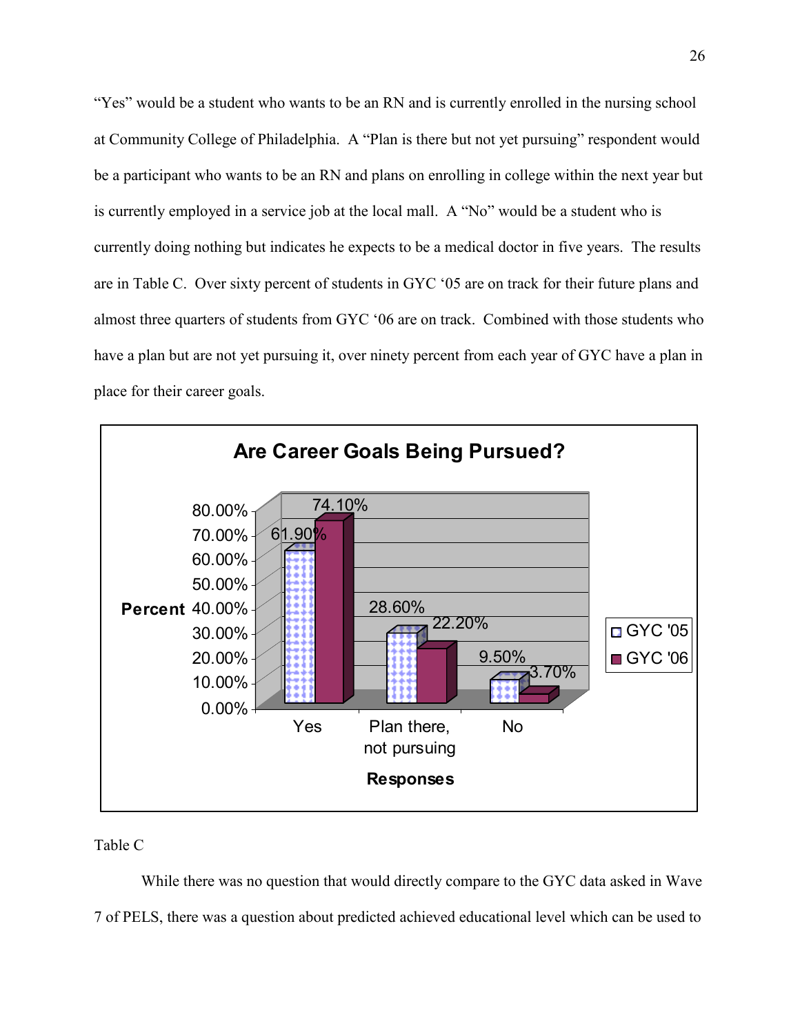"Yes" would be a student who wants to be an RN and is currently enrolled in the nursing school at Community College of Philadelphia. A "Plan is there but not yet pursuing" respondent would be a participant who wants to be an RN and plans on enrolling in college within the next year but is currently employed in a service job at the local mall. A "No" would be a student who is currently doing nothing but indicates he expects to be a medical doctor in five years. The results are in Table C. Over sixty percent of students in GYC '05 are on track for their future plans and almost three quarters of students from GYC '06 are on track. Combined with those students who have a plan but are not yet pursuing it, over ninety percent from each year of GYC have a plan in place for their career goals.

**Are Career Goals Being Pursued?**

Percent

80.00%
70.00%
60.00%
50.00%
40.00%
30.00%
20.00%
10.00%
0.00%

61.90%
74.10%
28.60%
22.20%
9.50%
3.70%

Yes
Plan there, not pursuing
No

Responses

GYC '05
GYC '06

Table C

While there was no question that would directly compare to the GYC data asked in Wave 7 of PELS, there was a question about predicted achieved educational level which can be used to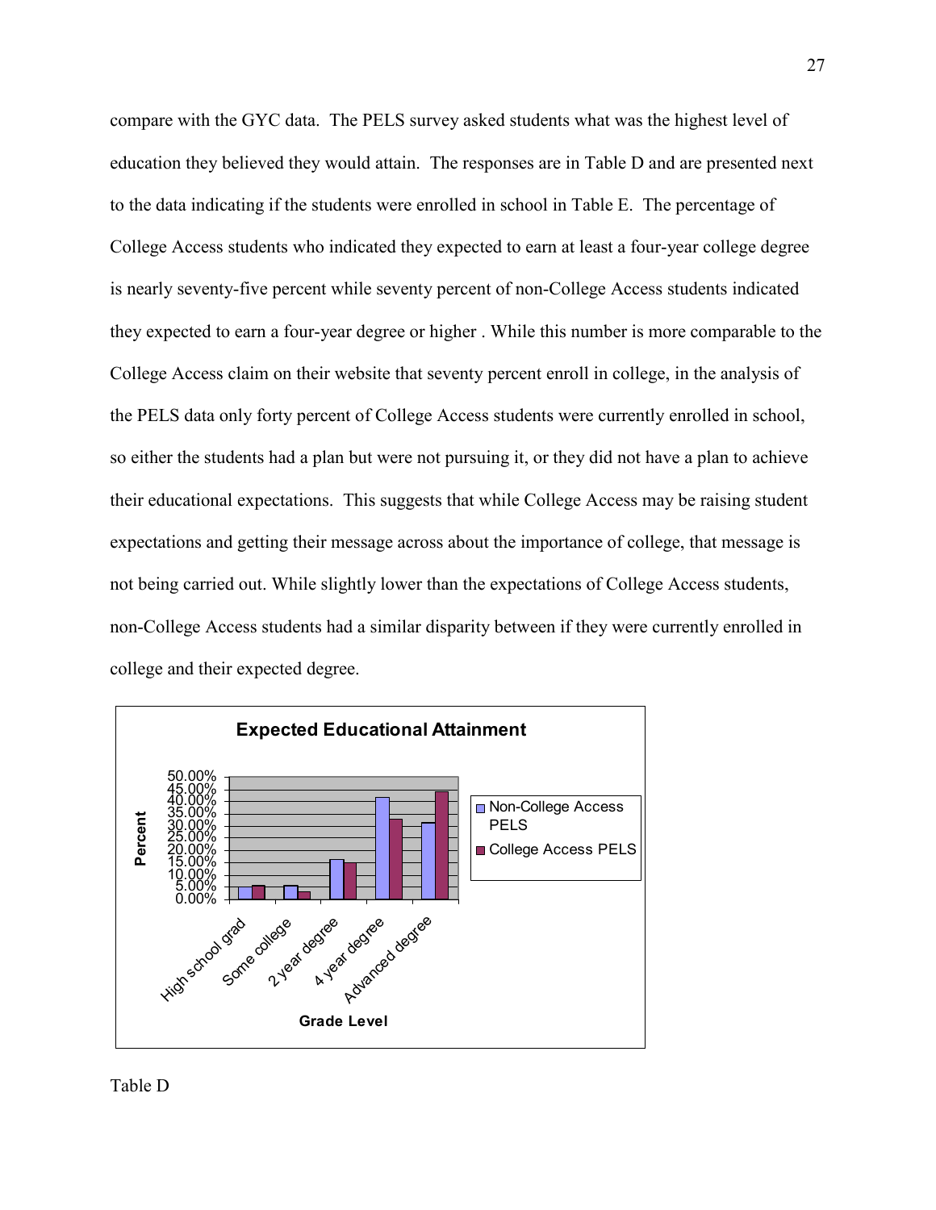compare with the GYC data. The PELS survey asked students what was the highest level of education they believed they would attain. The responses are in Table D and are presented next to the data indicating if the students were enrolled in school in Table E. The percentage of College Access students who indicated they expected to earn at least a four-year college degree is nearly seventy-five percent while seventy percent of non-College Access students indicated they expected to earn a four-year degree or higher . While this number is more comparable to the College Access claim on their website that seventy percent enroll in college, in the analysis of the PELS data only forty percent of College Access students were currently enrolled in school, so either the students had a plan but were not pursuing it, or they did not have a plan to achieve their educational expectations. This suggests that while College Access may be raising student expectations and getting their message across about the importance of college, that message is not being carried out. While slightly lower than the expectations of College Access students, non-College Access students had a similar disparity between if they were currently enrolled in college and their expected degree.

Expected Educational Attainment

Percent

50.00%
45.00%
40.00%
35.00%
30.00%
25.00%
20.00%
15.00%
10.00%
5.00%
0.00%

High school grad
Some college
2 year degree
4 year degree
Advanced degree

Grade Level

Non-College Access PELS
College Access PELS

Table D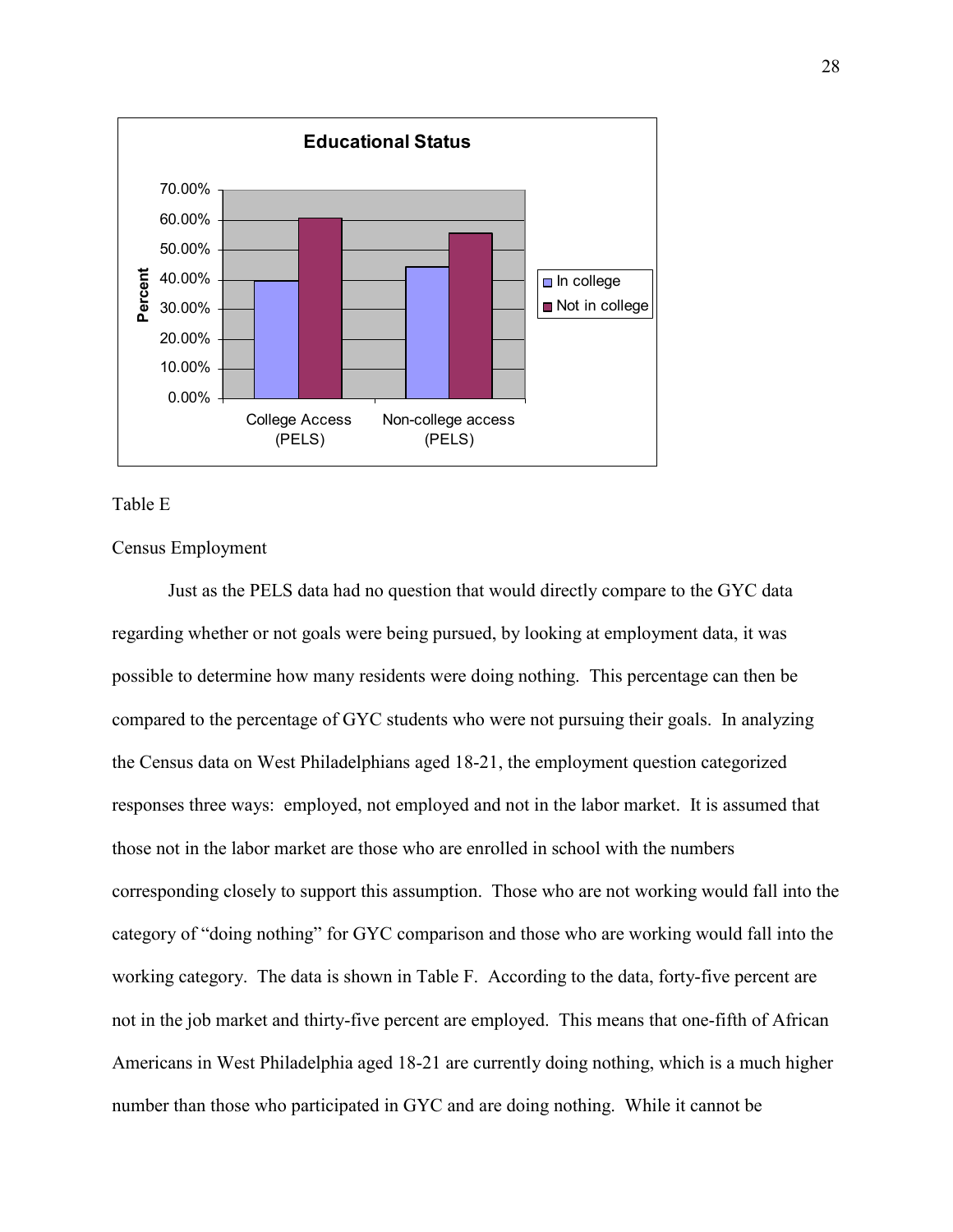Educational Status

Percent

70.00%
60.00%
50.00%
40.00%
30.00%
20.00%
10.00%
0.00%

College Access (PELS)
Non-college access (PELS)

In college
Not in college

Table E

Census Employment

Just as the PELS data had no question that would directly compare to the GYC data regarding whether or not goals were being pursued, by looking at employment data, it was possible to determine how many residents were doing nothing. This percentage can then be compared to the percentage of GYC students who were not pursuing their goals. In analyzing the Census data on West Philadelphians aged 18-21, the employment question categorized responses three ways: employed, not employed and not in the labor market. It is assumed that those not in the labor market are those who are enrolled in school with the numbers corresponding closely to support this assumption. Those who are not working would fall into the category of "doing nothing" for GYC comparison and those who are working would fall into the working category. The data is shown in Table F. According to the data, forty-five percent are not in the job market and thirty-five percent are employed. This means that one-fifth of African Americans in West Philadelphia aged 18-21 are currently doing nothing, which is a much higher number than those who participated in GYC and are doing nothing. While it cannot be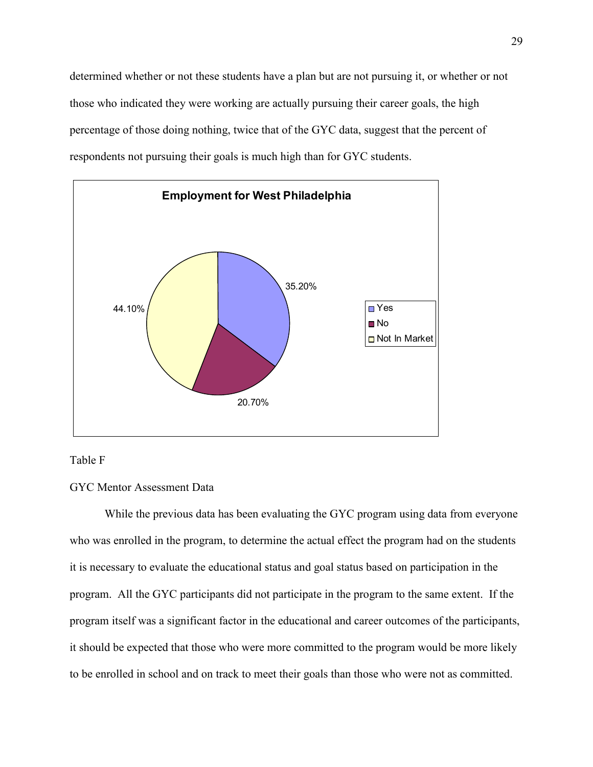determined whether or not these students have a plan but are not pursuing it, or whether or not those who indicated they were working are actually pursuing their career goals, the high percentage of those doing nothing, twice that of the GYC data, suggest that the percent of respondents not pursuing their goals is much high than for GYC students.

Employment for West Philadelphia

35.20%

20.70%

44.10%

Yes

No

Not In Market

Table F

GYC Mentor Assessment Data

While the previous data has been evaluating the GYC program using data from everyone who was enrolled in the program, to determine the actual effect the program had on the students it is necessary to evaluate the educational status and goal status based on participation in the program. All the GYC participants did not participate in the program to the same extent. If the program itself was a significant factor in the educational and career outcomes of the participants, it should be expected that those who were more committed to the program would be more likely to be enrolled in school and on track to meet their goals than those who were not as committed.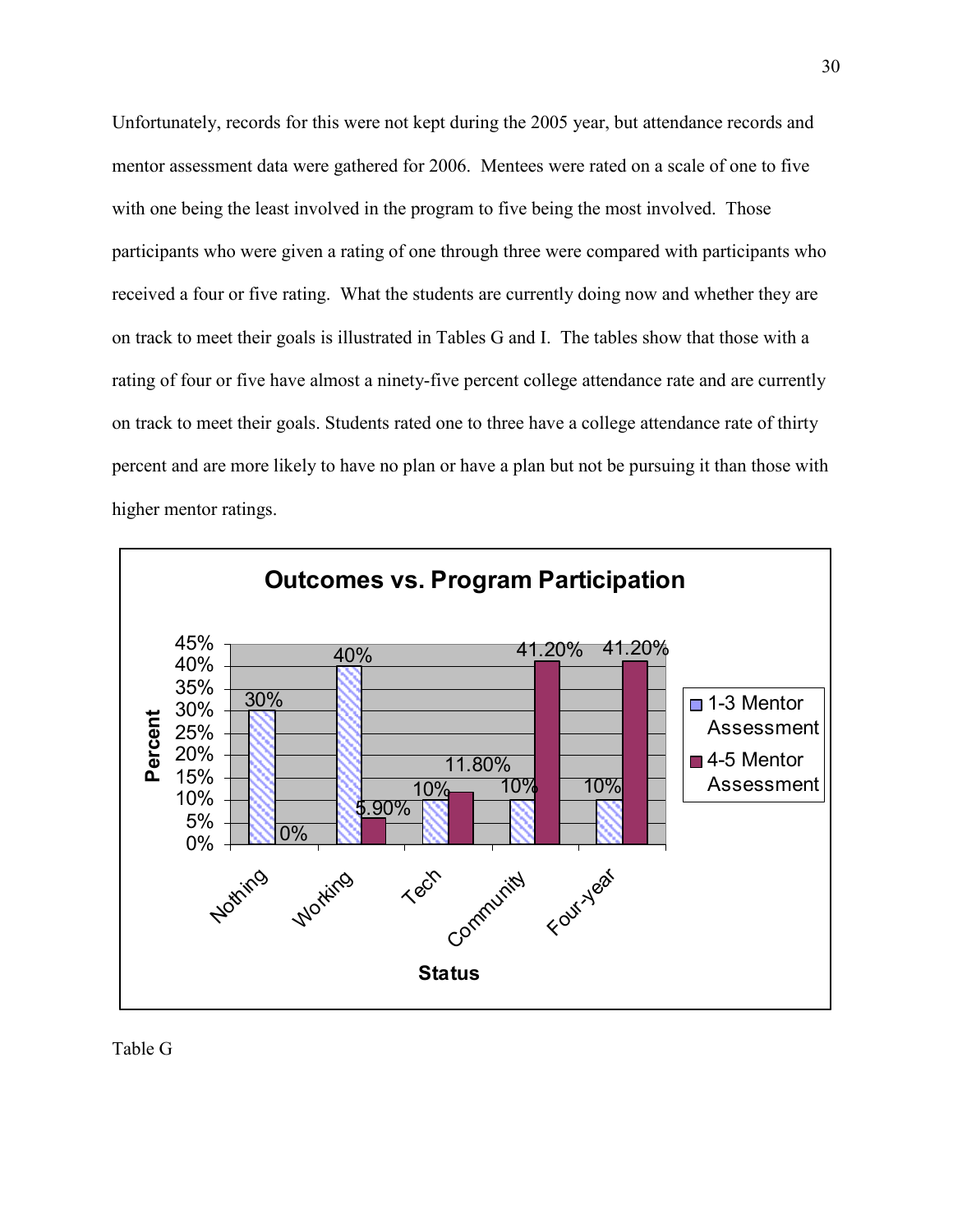Unfortunately, records for this were not kept during the 2005 year, but attendance records and mentor assessment data were gathered for 2006. Mentees were rated on a scale of one to five with one being the least involved in the program to five being the most involved. Those participants who were given a rating of one through three were compared with participants who received a four or five rating. What the students are currently doing now and whether they are on track to meet their goals is illustrated in Tables G and I. The tables show that those with a rating of four or five have almost a ninety-five percent college attendance rate and are currently on track to meet their goals. Students rated one to three have a college attendance rate of thirty percent and are more likely to have no plan or have a plan but not be pursuing it than those with higher mentor ratings.

**Outcomes vs. Program Participation**

Percent

45%
40%
35%
30%
25%
20%
15%
10%
5%
0%

30%
0%
40%
5.90%
10%
11.80%
10%
41.20%
10%
41.20%

Nothing
Working
Tech
Community
Four-year

Status

1-3 Mentor Assessment
4-5 Mentor Assessment

Table G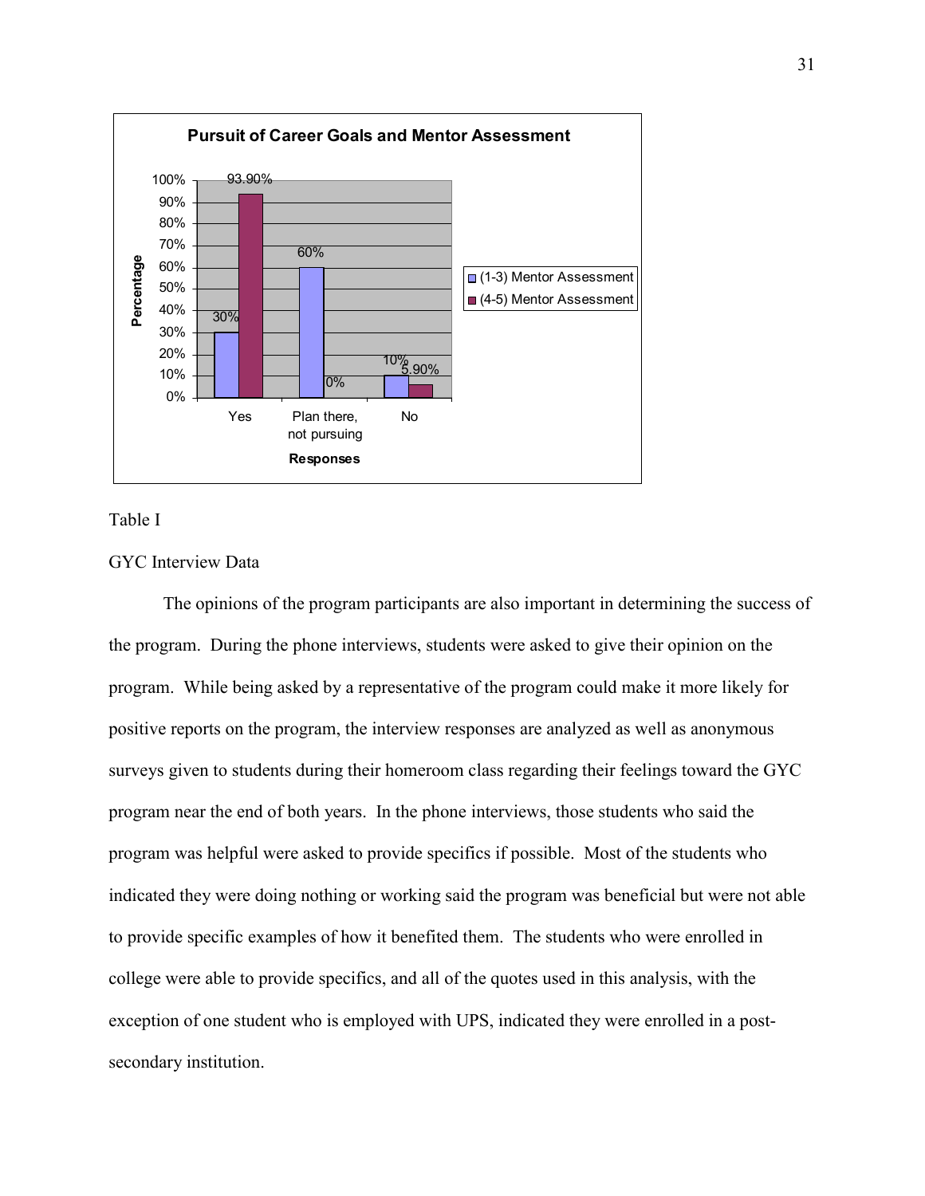Pursuit of Career Goals and Mentor Assessment

Percentage

100%
90%
80%
70%
60%
50%
40%
30%
20%
10%
0%

93.90%
60%
30%
0%
10%
5.90%

Yes
Plan there, not pursuing
No

Responses

(1-3) Mentor Assessment
(4-5) Mentor Assessment

Table I

GYC Interview Data

The opinions of the program participants are also important in determining the success of the program. During the phone interviews, students were asked to give their opinion on the program. While being asked by a representative of the program could make it more likely for positive reports on the program, the interview responses are analyzed as well as anonymous surveys given to students during their homeroom class regarding their feelings toward the GYC program near the end of both years. In the phone interviews, those students who said the program was helpful were asked to provide specifics if possible. Most of the students who indicated they were doing nothing or working said the program was beneficial but were not able to provide specific examples of how it benefited them. The students who were enrolled in college were able to provide specifics, and all of the quotes used in this analysis, with the exception of one student who is employed with UPS, indicated they were enrolled in a post-secondary institution.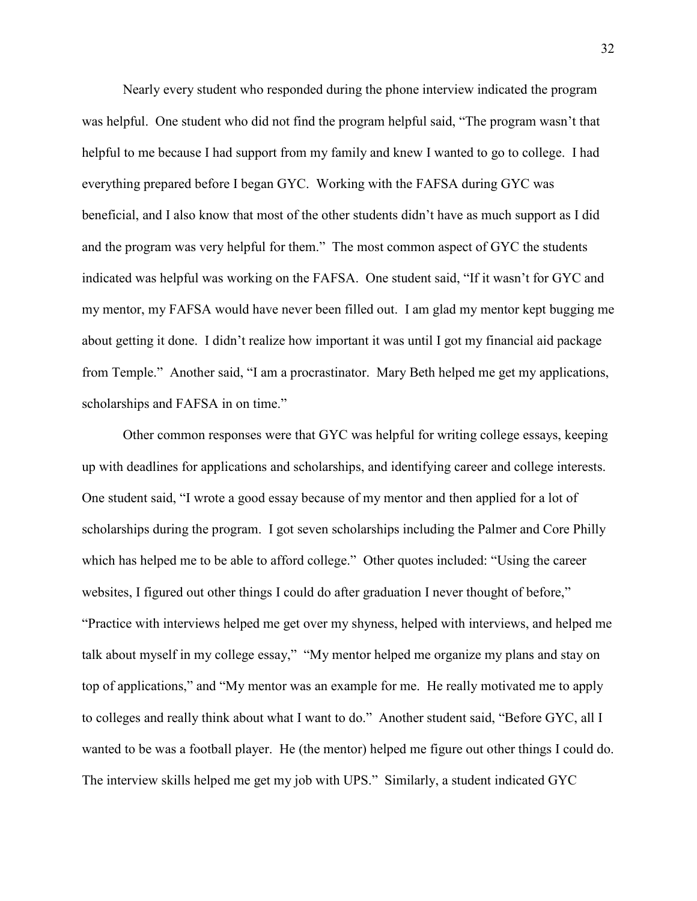Nearly every student who responded during the phone interview indicated the program was helpful. One student who did not find the program helpful said, "The program wasn't that helpful to me because I had support from my family and knew I wanted to go to college. I had everything prepared before I began GYC. Working with the FAFSA during GYC was beneficial, and I also know that most of the other students didn't have as much support as I did and the program was very helpful for them." The most common aspect of GYC the students indicated was helpful was working on the FAFSA. One student said, "If it wasn't for GYC and my mentor, my FAFSA would have never been filled out. I am glad my mentor kept bugging me about getting it done. I didn't realize how important it was until I got my financial aid package from Temple." Another said, "I am a procrastinator. Mary Beth helped me get my applications, scholarships and FAFSA in on time."

Other common responses were that GYC was helpful for writing college essays, keeping up with deadlines for applications and scholarships, and identifying career and college interests. One student said, "I wrote a good essay because of my mentor and then applied for a lot of scholarships during the program. I got seven scholarships including the Palmer and Core Philly which has helped me to be able to afford college." Other quotes included: "Using the career websites, I figured out other things I could do after graduation I never thought of before," "Practice with interviews helped me get over my shyness, helped with interviews, and helped me talk about myself in my college essay," "My mentor helped me organize my plans and stay on top of applications," and "My mentor was an example for me. He really motivated me to apply to colleges and really think about what I want to do." Another student said, "Before GYC, all I wanted to be was a football player. He (the mentor) helped me figure out other things I could do. The interview skills helped me get my job with UPS." Similarly, a student indicated GYC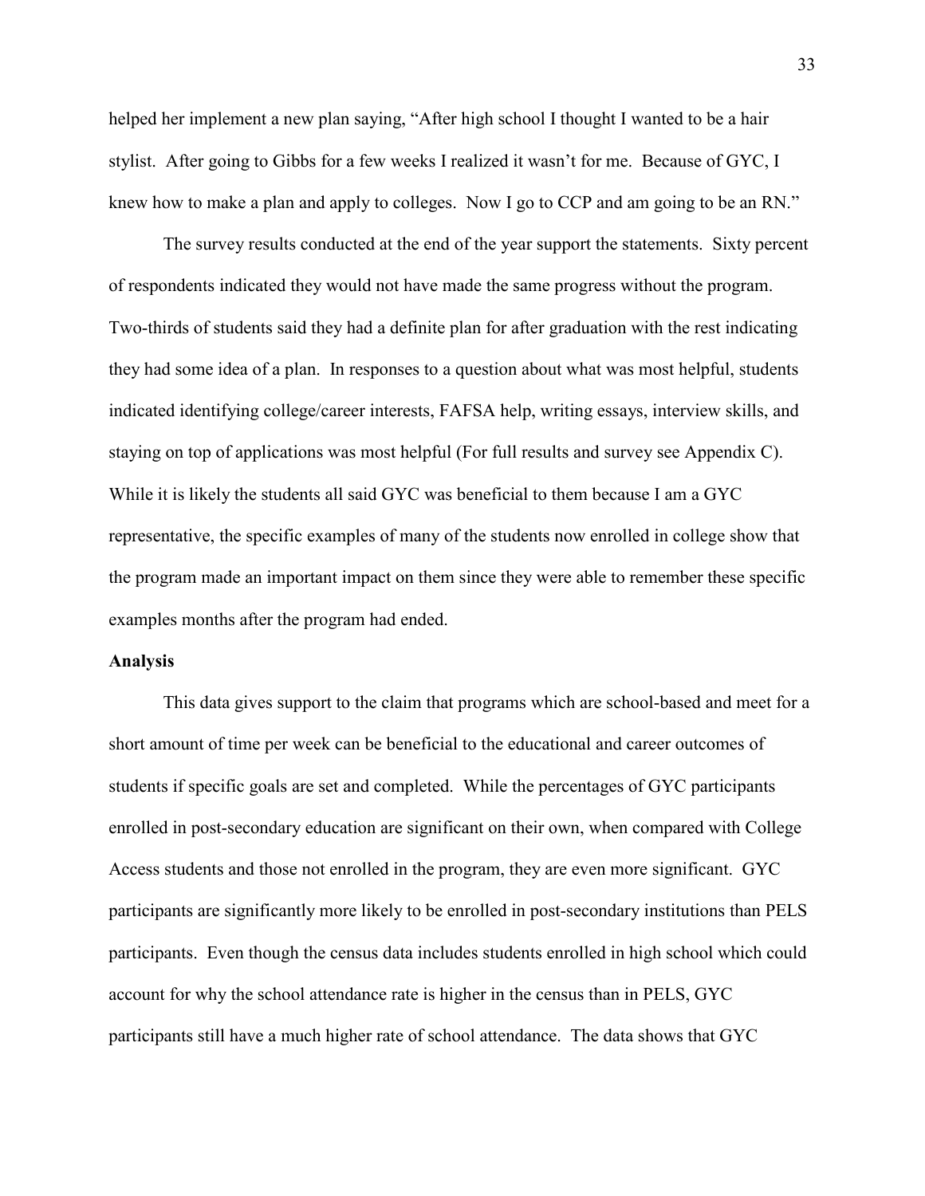helped her implement a new plan saying, "After high school I thought I wanted to be a hair stylist. After going to Gibbs for a few weeks I realized it wasn't for me. Because of GYC, I knew how to make a plan and apply to colleges. Now I go to CCP and am going to be an RN."

The survey results conducted at the end of the year support the statements. Sixty percent of respondents indicated they would not have made the same progress without the program. Two-thirds of students said they had a definite plan for after graduation with the rest indicating they had some idea of a plan. In responses to a question about what was most helpful, students indicated identifying college/career interests, FAFSA help, writing essays, interview skills, and staying on top of applications was most helpful (For full results and survey see Appendix C). While it is likely the students all said GYC was beneficial to them because I am a GYC representative, the specific examples of many of the students now enrolled in college show that the program made an important impact on them since they were able to remember these specific examples months after the program had ended.

**Analysis**

This data gives support to the claim that programs which are school-based and meet for a short amount of time per week can be beneficial to the educational and career outcomes of students if specific goals are set and completed. While the percentages of GYC participants enrolled in post-secondary education are significant on their own, when compared with College Access students and those not enrolled in the program, they are even more significant. GYC participants are significantly more likely to be enrolled in post-secondary institutions than PELS participants. Even though the census data includes students enrolled in high school which could account for why the school attendance rate is higher in the census than in PELS, GYC participants still have a much higher rate of school attendance. The data shows that GYC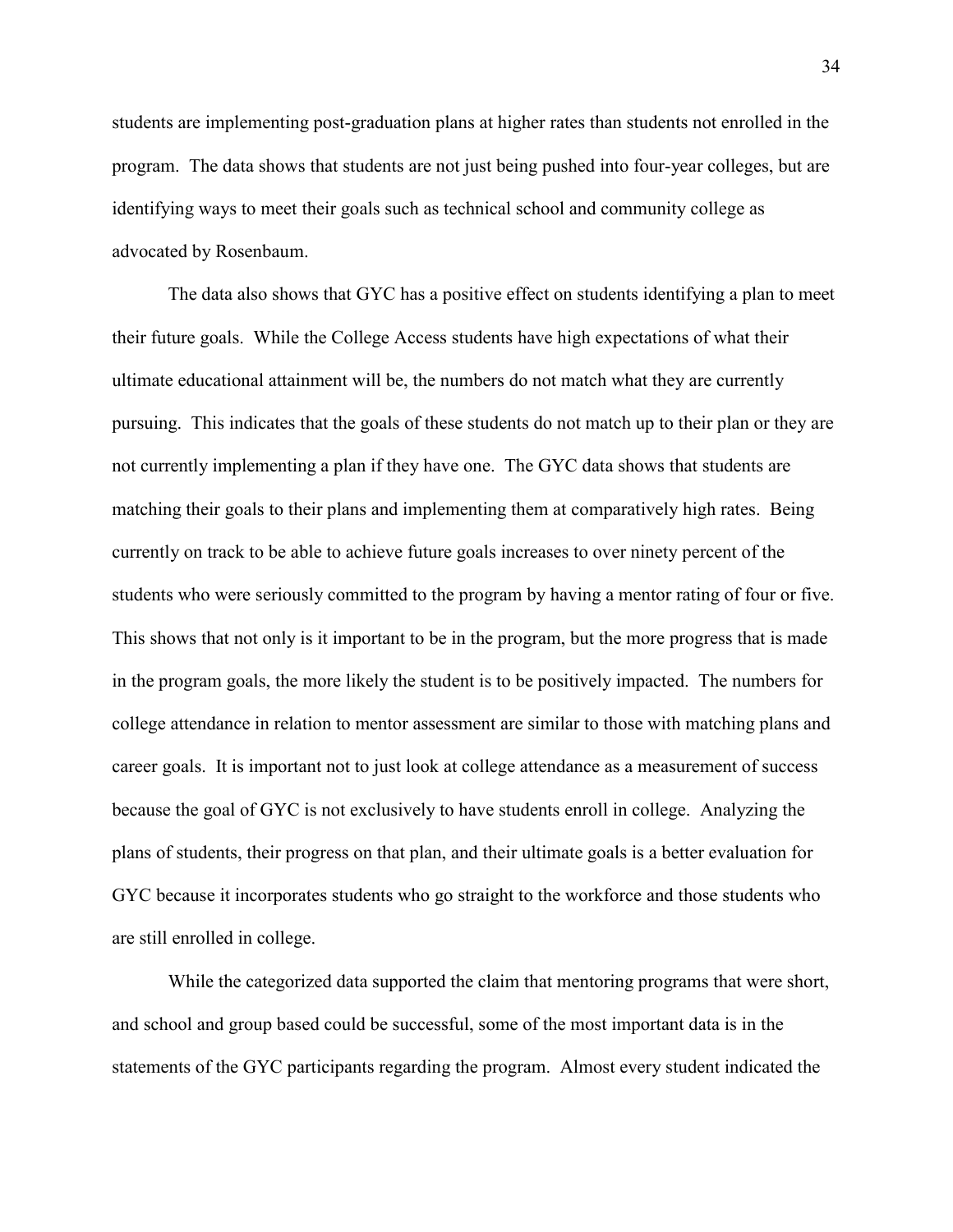students are implementing post-graduation plans at higher rates than students not enrolled in the program. The data shows that students are not just being pushed into four-year colleges, but are identifying ways to meet their goals such as technical school and community college as advocated by Rosenbaum.

The data also shows that GYC has a positive effect on students identifying a plan to meet their future goals. While the College Access students have high expectations of what their ultimate educational attainment will be, the numbers do not match what they are currently pursuing. This indicates that the goals of these students do not match up to their plan or they are not currently implementing a plan if they have one. The GYC data shows that students are matching their goals to their plans and implementing them at comparatively high rates. Being currently on track to be able to achieve future goals increases to over ninety percent of the students who were seriously committed to the program by having a mentor rating of four or five. This shows that not only is it important to be in the program, but the more progress that is made in the program goals, the more likely the student is to be positively impacted. The numbers for college attendance in relation to mentor assessment are similar to those with matching plans and career goals. It is important not to just look at college attendance as a measurement of success because the goal of GYC is not exclusively to have students enroll in college. Analyzing the plans of students, their progress on that plan, and their ultimate goals is a better evaluation for GYC because it incorporates students who go straight to the workforce and those students who are still enrolled in college.

While the categorized data supported the claim that mentoring programs that were short, and school and group based could be successful, some of the most important data is in the statements of the GYC participants regarding the program. Almost every student indicated the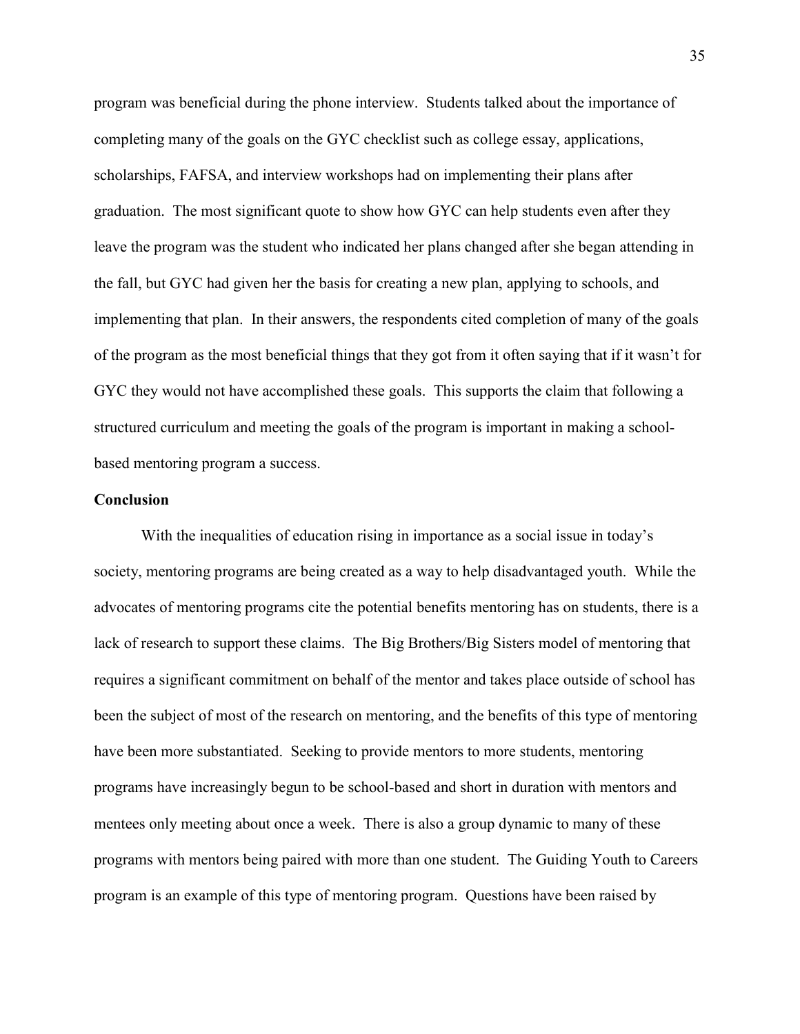program was beneficial during the phone interview. Students talked about the importance of completing many of the goals on the GYC checklist such as college essay, applications, scholarships, FAFSA, and interview workshops had on implementing their plans after graduation. The most significant quote to show how GYC can help students even after they leave the program was the student who indicated her plans changed after she began attending in the fall, but GYC had given her the basis for creating a new plan, applying to schools, and implementing that plan. In their answers, the respondents cited completion of many of the goals of the program as the most beneficial things that they got from it often saying that if it wasn't for GYC they would not have accomplished these goals. This supports the claim that following a structured curriculum and meeting the goals of the program is important in making a school-based mentoring program a success.

**Conclusion**

With the inequalities of education rising in importance as a social issue in today's society, mentoring programs are being created as a way to help disadvantaged youth. While the advocates of mentoring programs cite the potential benefits mentoring has on students, there is a lack of research to support these claims. The Big Brothers/Big Sisters model of mentoring that requires a significant commitment on behalf of the mentor and takes place outside of school has been the subject of most of the research on mentoring, and the benefits of this type of mentoring have been more substantiated. Seeking to provide mentors to more students, mentoring programs have increasingly begun to be school-based and short in duration with mentors and mentees only meeting about once a week. There is also a group dynamic to many of these programs with mentors being paired with more than one student. The Guiding Youth to Careers program is an example of this type of mentoring program. Questions have been raised by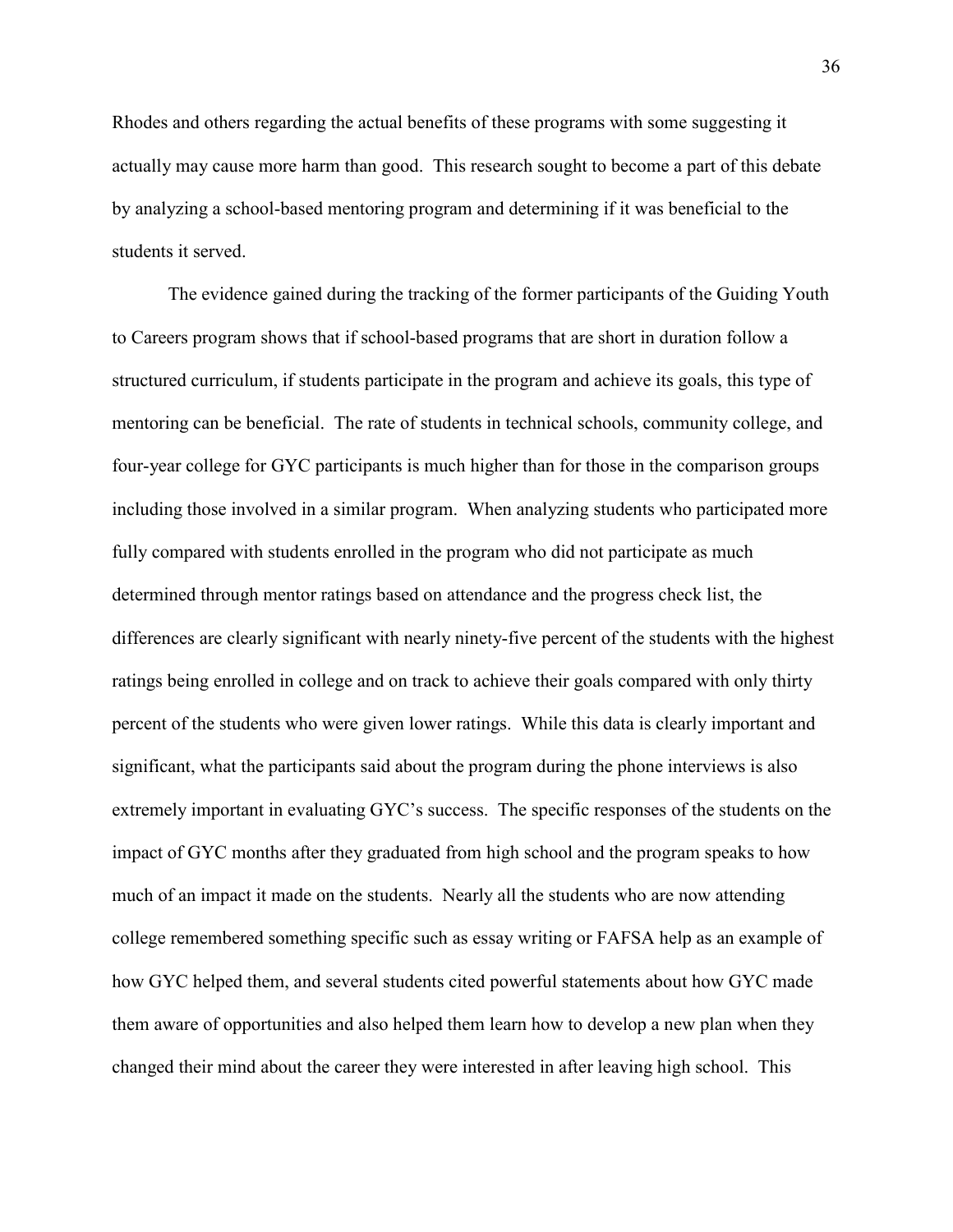Rhodes and others regarding the actual benefits of these programs with some suggesting it actually may cause more harm than good. This research sought to become a part of this debate by analyzing a school-based mentoring program and determining if it was beneficial to the students it served.

The evidence gained during the tracking of the former participants of the Guiding Youth to Careers program shows that if school-based programs that are short in duration follow a structured curriculum, if students participate in the program and achieve its goals, this type of mentoring can be beneficial. The rate of students in technical schools, community college, and four-year college for GYC participants is much higher than for those in the comparison groups including those involved in a similar program. When analyzing students who participated more fully compared with students enrolled in the program who did not participate as much determined through mentor ratings based on attendance and the progress check list, the differences are clearly significant with nearly ninety-five percent of the students with the highest ratings being enrolled in college and on track to achieve their goals compared with only thirty percent of the students who were given lower ratings. While this data is clearly important and significant, what the participants said about the program during the phone interviews is also extremely important in evaluating GYC's success. The specific responses of the students on the impact of GYC months after they graduated from high school and the program speaks to how much of an impact it made on the students. Nearly all the students who are now attending college remembered something specific such as essay writing or FAFSA help as an example of how GYC helped them, and several students cited powerful statements about how GYC made them aware of opportunities and also helped them learn how to develop a new plan when they changed their mind about the career they were interested in after leaving high school. This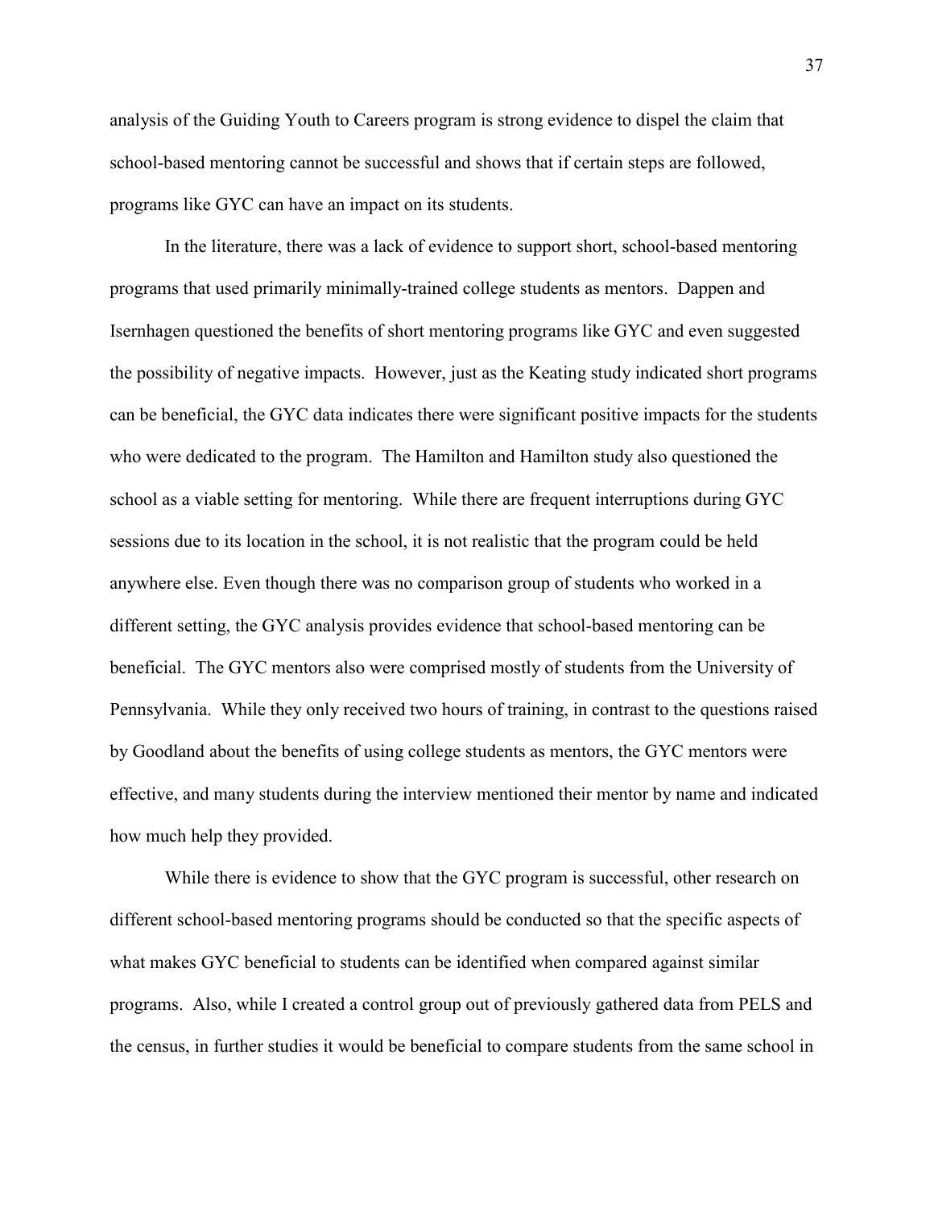analysis of the Guiding Youth to Careers program is strong evidence to dispel the claim that school-based mentoring cannot be successful and shows that if certain steps are followed, programs like GYC can have an impact on its students.

In the literature, there was a lack of evidence to support short, school-based mentoring programs that used primarily minimally-trained college students as mentors. Dappen and Isernhagen questioned the benefits of short mentoring programs like GYC and even suggested the possibility of negative impacts. However, just as the Keating study indicated short programs can be beneficial, the GYC data indicates there were significant positive impacts for the students who were dedicated to the program. The Hamilton and Hamilton study also questioned the school as a viable setting for mentoring. While there are frequent interruptions during GYC sessions due to its location in the school, it is not realistic that the program could be held anywhere else. Even though there was no comparison group of students who worked in a different setting, the GYC analysis provides evidence that school-based mentoring can be beneficial. The GYC mentors also were comprised mostly of students from the University of Pennsylvania. While they only received two hours of training, in contrast to the questions raised by Goodland about the benefits of using college students as mentors, the GYC mentors were effective, and many students during the interview mentioned their mentor by name and indicated how much help they provided.

While there is evidence to show that the GYC program is successful, other research on different school-based mentoring programs should be conducted so that the specific aspects of what makes GYC beneficial to students can be identified when compared against similar programs. Also, while I created a control group out of previously gathered data from PELS and the census, in further studies it would be beneficial to compare students from the same school in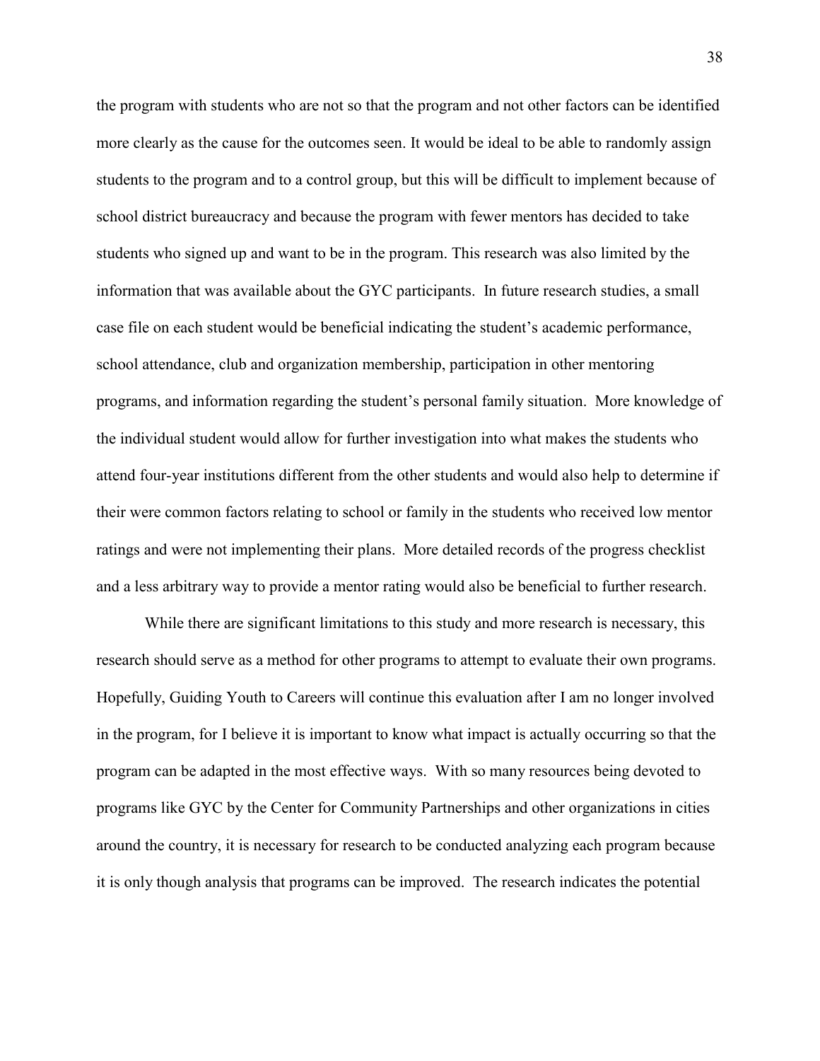the program with students who are not so that the program and not other factors can be identified more clearly as the cause for the outcomes seen. It would be ideal to be able to randomly assign students to the program and to a control group, but this will be difficult to implement because of school district bureaucracy and because the program with fewer mentors has decided to take students who signed up and want to be in the program. This research was also limited by the information that was available about the GYC participants. In future research studies, a small case file on each student would be beneficial indicating the student's academic performance, school attendance, club and organization membership, participation in other mentoring programs, and information regarding the student's personal family situation. More knowledge of the individual student would allow for further investigation into what makes the students who attend four-year institutions different from the other students and would also help to determine if their were common factors relating to school or family in the students who received low mentor ratings and were not implementing their plans. More detailed records of the progress checklist and a less arbitrary way to provide a mentor rating would also be beneficial to further research.

While there are significant limitations to this study and more research is necessary, this research should serve as a method for other programs to attempt to evaluate their own programs. Hopefully, Guiding Youth to Careers will continue this evaluation after I am no longer involved in the program, for I believe it is important to know what impact is actually occurring so that the program can be adapted in the most effective ways. With so many resources being devoted to programs like GYC by the Center for Community Partnerships and other organizations in cities around the country, it is necessary for research to be conducted analyzing each program because it is only though analysis that programs can be improved. The research indicates the potential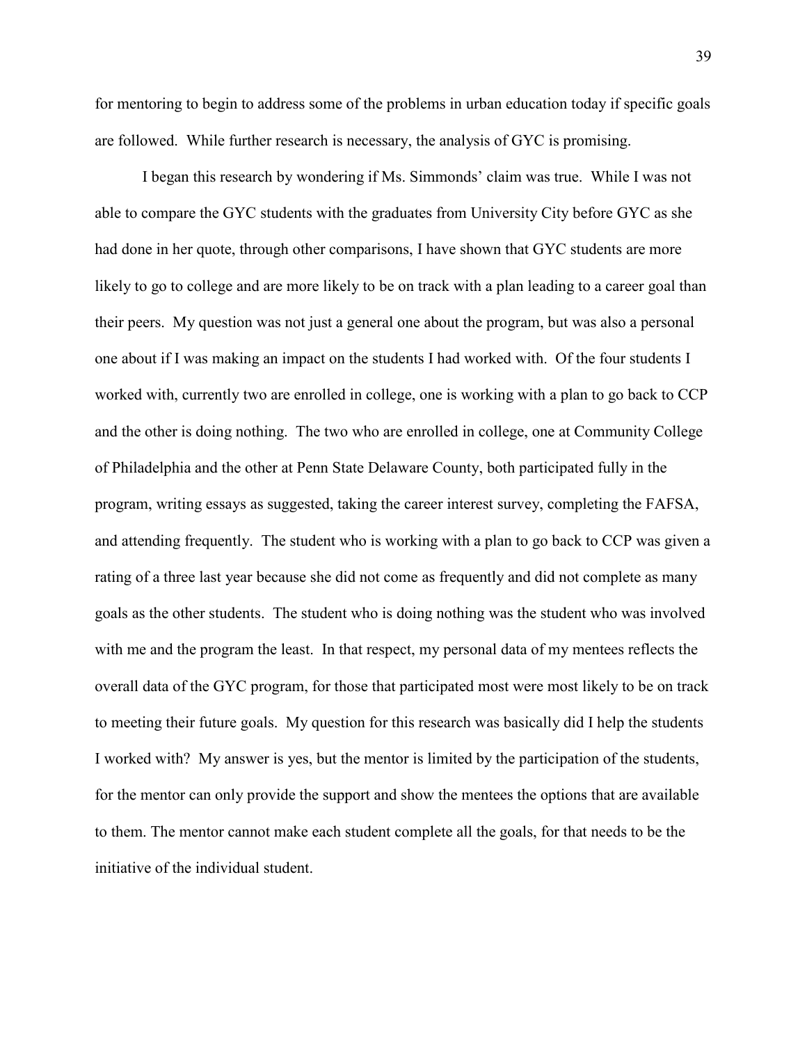for mentoring to begin to address some of the problems in urban education today if specific goals are followed. While further research is necessary, the analysis of GYC is promising.

I began this research by wondering if Ms. Simmonds' claim was true. While I was not able to compare the GYC students with the graduates from University City before GYC as she had done in her quote, through other comparisons, I have shown that GYC students are more likely to go to college and are more likely to be on track with a plan leading to a career goal than their peers. My question was not just a general one about the program, but was also a personal one about if I was making an impact on the students I had worked with. Of the four students I worked with, currently two are enrolled in college, one is working with a plan to go back to CCP and the other is doing nothing. The two who are enrolled in college, one at Community College of Philadelphia and the other at Penn State Delaware County, both participated fully in the program, writing essays as suggested, taking the career interest survey, completing the FAFSA, and attending frequently. The student who is working with a plan to go back to CCP was given a rating of a three last year because she did not come as frequently and did not complete as many goals as the other students. The student who is doing nothing was the student who was involved with me and the program the least. In that respect, my personal data of my mentees reflects the overall data of the GYC program, for those that participated most were most likely to be on track to meeting their future goals. My question for this research was basically did I help the students I worked with? My answer is yes, but the mentor is limited by the participation of the students, for the mentor can only provide the support and show the mentees the options that are available to them. The mentor cannot make each student complete all the goals, for that needs to be the initiative of the individual student.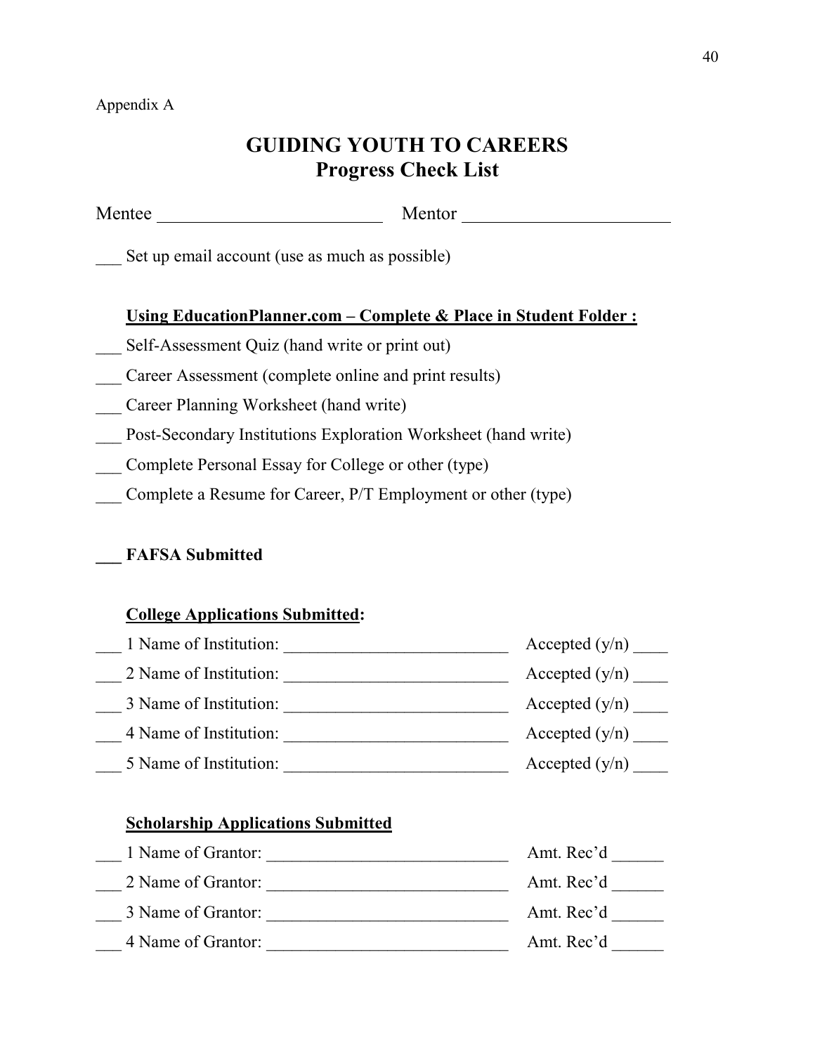Appendix A

# GUIDING YOUTH TO CAREERS
## Progress Check List

Mentee ________________________ Mentor ______________________

___ Set up email account (use as much as possible)

**Using EducationPlanner.com – Complete & Place in Student Folder :**

___ Self-Assessment Quiz (hand write or print out)

___ Career Assessment (complete online and print results)

___ Career Planning Worksheet (hand write)

___ Post-Secondary Institutions Exploration Worksheet (hand write)

___ Complete Personal Essay for College or other (type)

___ Complete a Resume for Career, P/T Employment or other (type)

**___ FAFSA Submitted**

**College Applications Submitted:**

___ 1 Name of Institution: __________________________ Accepted (y/n) ____

___ 2 Name of Institution: __________________________ Accepted (y/n) ____

___ 3 Name of Institution: __________________________ Accepted (y/n) ____

___ 4 Name of Institution: __________________________ Accepted (y/n) ____

___ 5 Name of Institution: __________________________ Accepted (y/n) ____

**Scholarship Applications Submitted**

___ 1 Name of Grantor: ____________________________ Amt. Rec'd ______

___ 2 Name of Grantor: ____________________________ Amt. Rec'd ______

___ 3 Name of Grantor: ____________________________ Amt. Rec'd ______

___ 4 Name of Grantor: ____________________________ Amt. Rec'd ______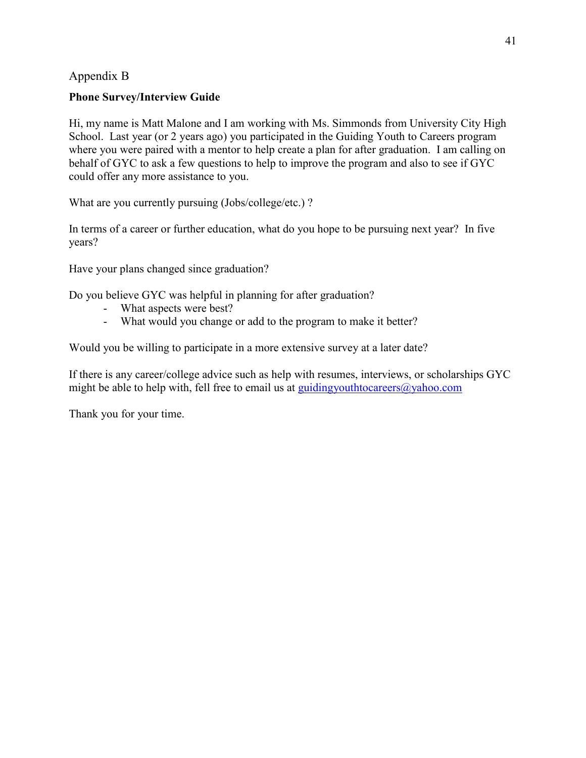Appendix B

**Phone Survey/Interview Guide**

Hi, my name is Matt Malone and I am working with Ms. Simmonds from University City High School. Last year (or 2 years ago) you participated in the Guiding Youth to Careers program where you were paired with a mentor to help create a plan for after graduation. I am calling on behalf of GYC to ask a few questions to help to improve the program and also to see if GYC could offer any more assistance to you.

What are you currently pursuing (Jobs/college/etc.) ?

In terms of a career or further education, what do you hope to be pursuing next year? In five years?

Have your plans changed since graduation?

Do you believe GYC was helpful in planning for after graduation?

- What aspects were best?
- What would you change or add to the program to make it better?

Would you be willing to participate in a more extensive survey at a later date?

If there is any career/college advice such as help with resumes, interviews, or scholarships GYC might be able to help with, fell free to email us at guidingyouthtocareers@yahoo.com

Thank you for your time.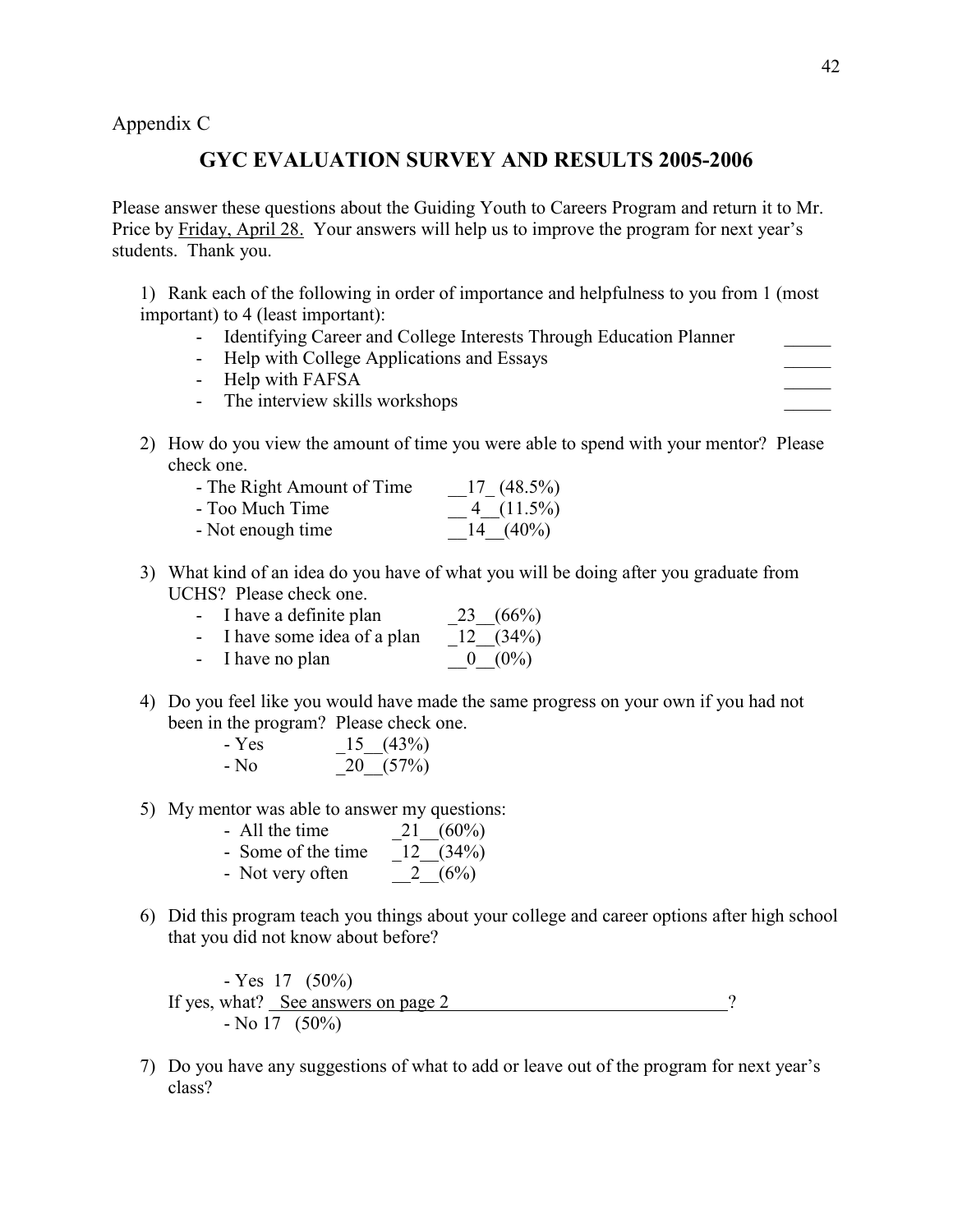Appendix C

# GYC EVALUATION SURVEY AND RESULTS 2005-2006

Please answer these questions about the Guiding Youth to Careers Program and return it to Mr. Price by Friday, April 28. Your answers will help us to improve the program for next year's students. Thank you.

1) Rank each of the following in order of importance and helpfulness to you from 1 (most important) to 4 (least important):
   - Identifying Career and College Interests Through Education Planner _____
   - Help with College Applications and Essays _____
   - Help with FAFSA _____
   - The interview skills workshops _____

2) How do you view the amount of time you were able to spend with your mentor? Please check one.
   - The Right Amount of Time __17_ (48.5%)
   - Too Much Time __4__(11.5%)
   - Not enough time __14__(40%)

3) What kind of an idea do you have of what you will be doing after you graduate from UCHS? Please check one.
   - I have a definite plan _23__(66%)
   - I have some idea of a plan _12__(34%)
   - I have no plan __0__(0%)

4) Do you feel like you would have made the same progress on your own if you had not been in the program? Please check one.
   - Yes _15__(43%)
   - No _20__(57%)

5) My mentor was able to answer my questions:
   - All the time _21__(60%)
   - Some of the time _12__(34%)
   - Not very often __2__(6%)

6) Did this program teach you things about your college and career options after high school that you did not know about before?

   - Yes 17 (50%)
   
   If yes, what? See answers on page 2 ?
   
   - No 17 (50%)

7) Do you have any suggestions of what to add or leave out of the program for next year's class?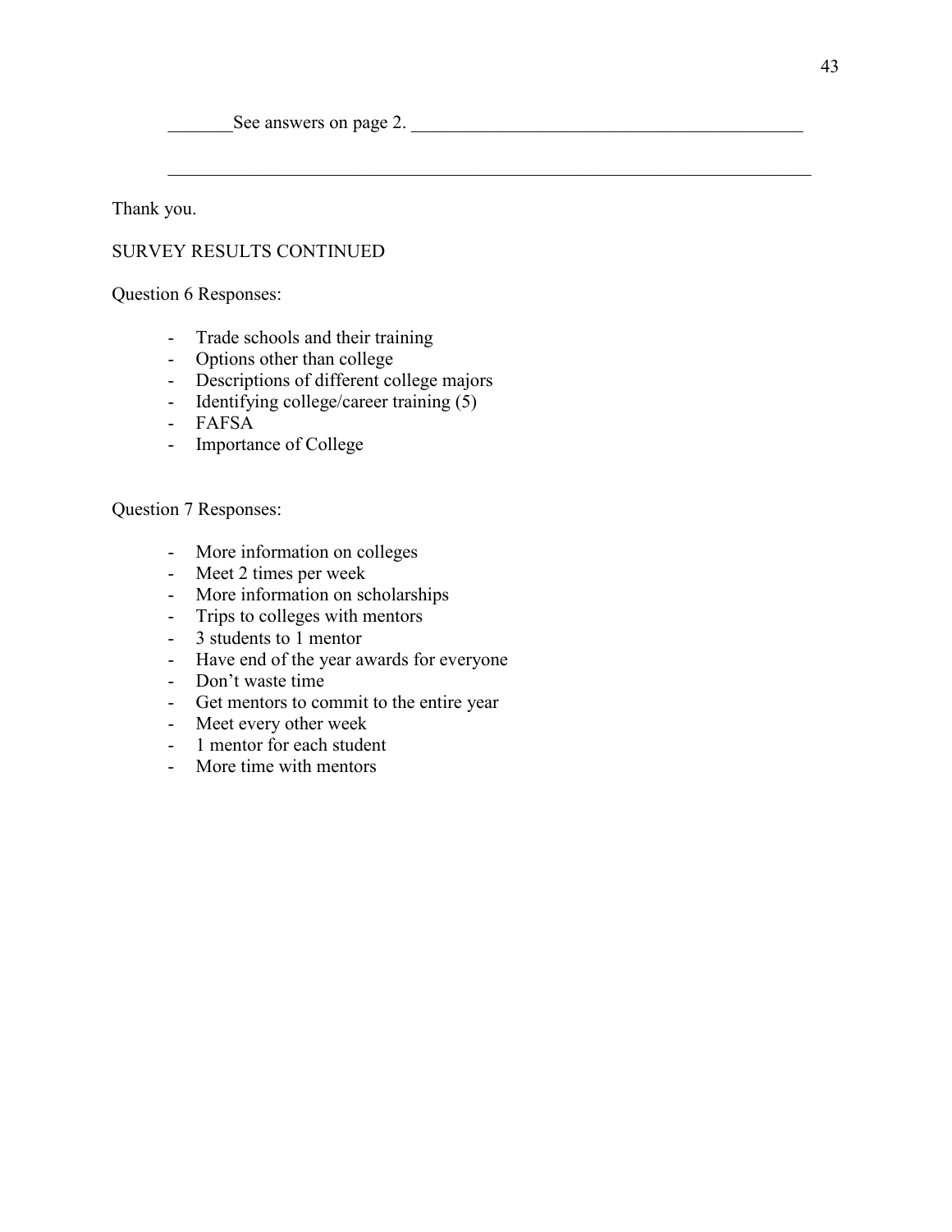_______See answers on page 2. ___________________________________________

______________________________________________________________________

Thank you.

SURVEY RESULTS CONTINUED

Question 6 Responses:

- Trade schools and their training
- Options other than college
- Descriptions of different college majors
- Identifying college/career training (5)
- FAFSA
- Importance of College

Question 7 Responses:

- More information on colleges
- Meet 2 times per week
- More information on scholarships
- Trips to colleges with mentors
- 3 students to 1 mentor
- Have end of the year awards for everyone
- Don't waste time
- Get mentors to commit to the entire year
- Meet every other week
- 1 mentor for each student
- More time with mentors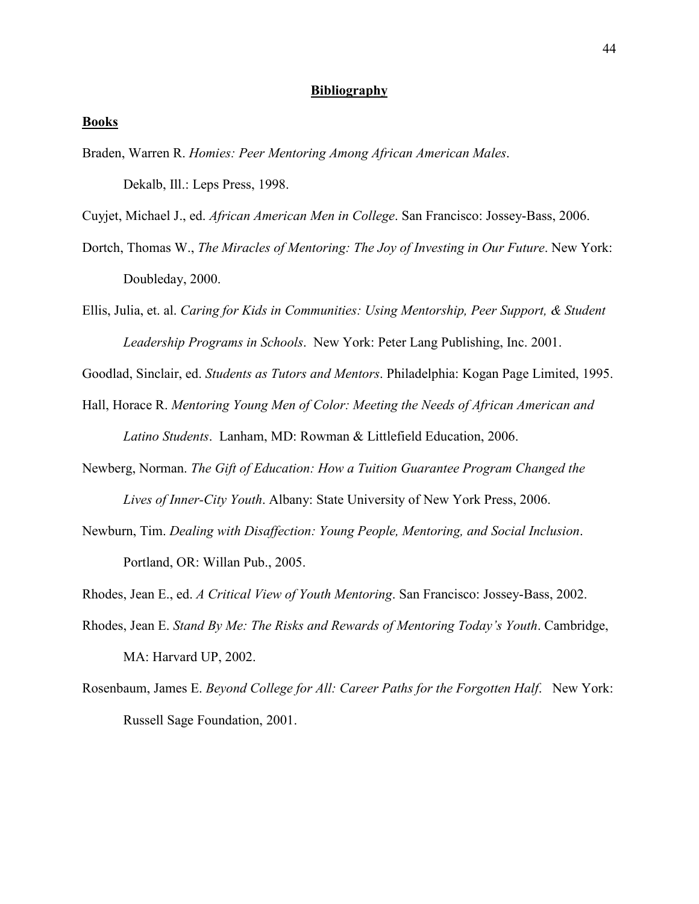## Bibliography

### Books

Braden, Warren R. *Homies: Peer Mentoring Among African American Males*. Dekalb, Ill.: Leps Press, 1998.

Cuyjet, Michael J., ed. *African American Men in College*. San Francisco: Jossey-Bass, 2006.

Dortch, Thomas W., *The Miracles of Mentoring: The Joy of Investing in Our Future*. New York: Doubleday, 2000.

Ellis, Julia, et. al. *Caring for Kids in Communities: Using Mentorship, Peer Support, & Student Leadership Programs in Schools*. New York: Peter Lang Publishing, Inc. 2001.

Goodlad, Sinclair, ed. *Students as Tutors and Mentors*. Philadelphia: Kogan Page Limited, 1995.

Hall, Horace R. *Mentoring Young Men of Color: Meeting the Needs of African American and Latino Students*. Lanham, MD: Rowman & Littlefield Education, 2006.

Newberg, Norman. *The Gift of Education: How a Tuition Guarantee Program Changed the Lives of Inner-City Youth*. Albany: State University of New York Press, 2006.

Newburn, Tim. *Dealing with Disaffection: Young People, Mentoring, and Social Inclusion*. Portland, OR: Willan Pub., 2005.

Rhodes, Jean E., ed. *A Critical View of Youth Mentoring*. San Francisco: Jossey-Bass, 2002.

Rhodes, Jean E. *Stand By Me: The Risks and Rewards of Mentoring Today's Youth*. Cambridge, MA: Harvard UP, 2002.

Rosenbaum, James E. *Beyond College for All: Career Paths for the Forgotten Half*. New York: Russell Sage Foundation, 2001.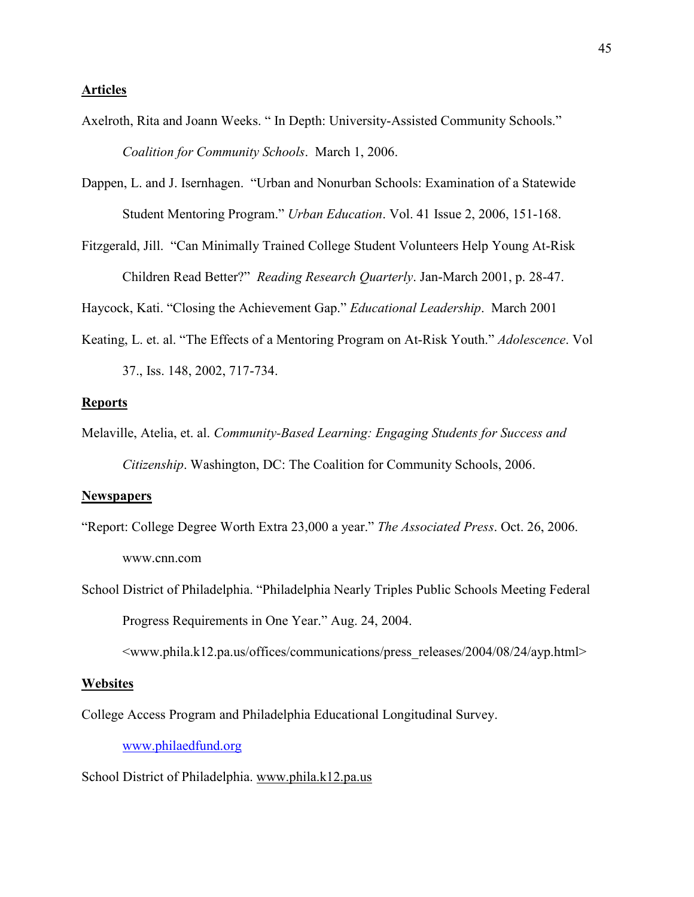**Articles**

Axelroth, Rita and Joann Weeks. " In Depth: University-Assisted Community Schools." *Coalition for Community Schools*. March 1, 2006.

Dappen, L. and J. Isernhagen. "Urban and Nonurban Schools: Examination of a Statewide Student Mentoring Program." *Urban Education*. Vol. 41 Issue 2, 2006, 151-168.

Fitzgerald, Jill. "Can Minimally Trained College Student Volunteers Help Young At-Risk Children Read Better?" *Reading Research Quarterly*. Jan-March 2001, p. 28-47.

Haycock, Kati. "Closing the Achievement Gap." *Educational Leadership*. March 2001

Keating, L. et. al. "The Effects of a Mentoring Program on At-Risk Youth." *Adolescence*. Vol 37., Iss. 148, 2002, 717-734.

**Reports**

Melaville, Atelia, et. al. *Community-Based Learning: Engaging Students for Success and Citizenship*. Washington, DC: The Coalition for Community Schools, 2006.

**Newspapers**

"Report: College Degree Worth Extra 23,000 a year." *The Associated Press*. Oct. 26, 2006. www.cnn.com

School District of Philadelphia. "Philadelphia Nearly Triples Public Schools Meeting Federal Progress Requirements in One Year." Aug. 24, 2004. <www.phila.k12.pa.us/offices/communications/press_releases/2004/08/24/ayp.html>

**Websites**

College Access Program and Philadelphia Educational Longitudinal Survey. www.philaedfund.org

School District of Philadelphia. www.phila.k12.pa.us